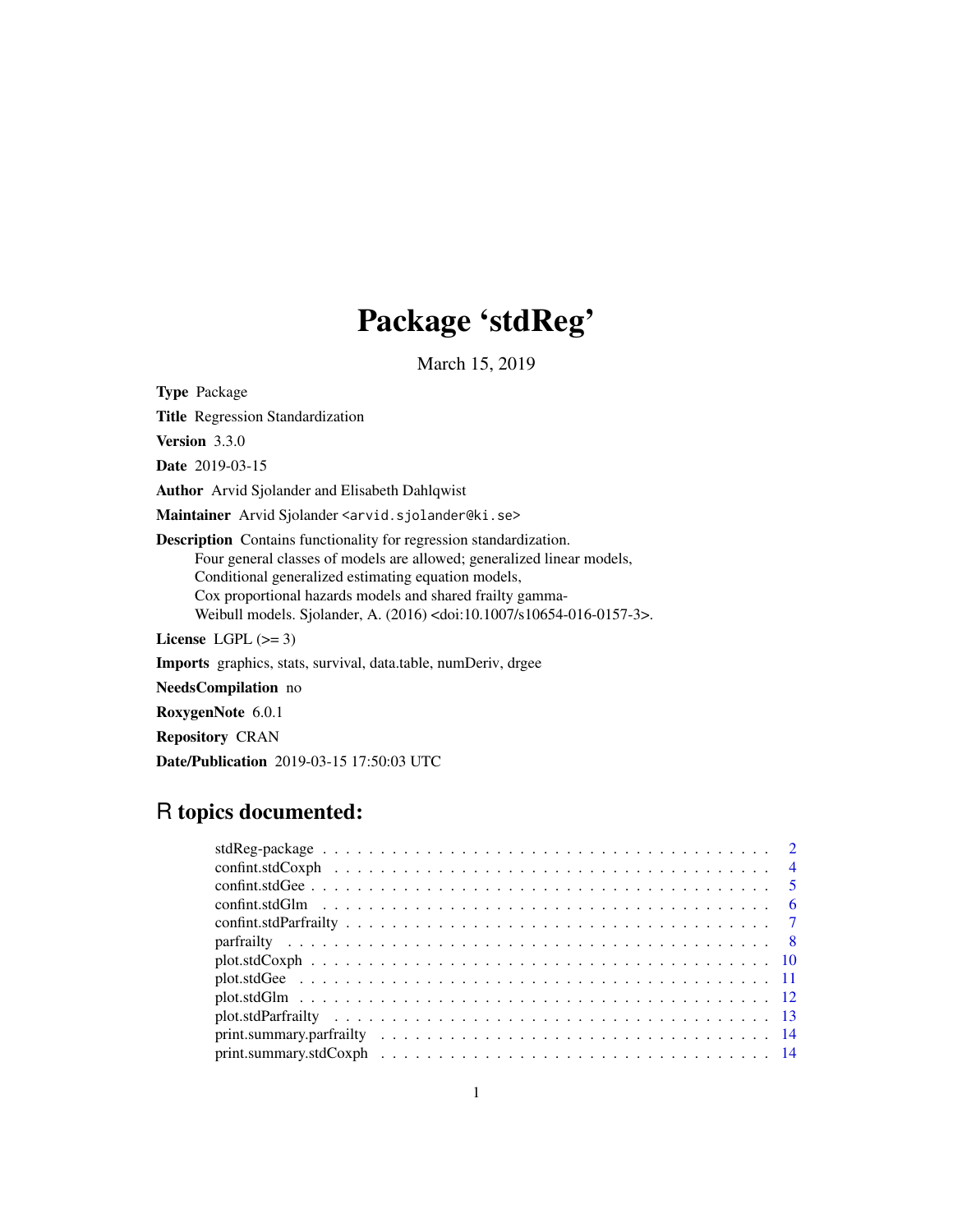# Package 'stdReg'

March 15, 2019

**Type** Package

**Title** Regression Standardization

**Version** 3.3.0

**Date** 2019-03-15

**Author** Arvid Sjolander and Elisabeth Dahlqwist

**Maintainer** Arvid Sjolander <arvid.sjolander@ki.se>

**Description** Contains functionality for regression standardization.
Four general classes of models are allowed; generalized linear models,
Conditional generalized estimating equation models,
Cox proportional hazards models and shared frailty gamma-Weibull models. Sjolander, A. (2016) <doi:10.1007/s10654-016-0157-3>.

**License** LGPL (>= 3)

**Imports** graphics, stats, survival, data.table, numDeriv, drgee

**NeedsCompilation** no

**RoxygenNote** 6.0.1

**Repository** CRAN

**Date/Publication** 2019-03-15 17:50:03 UTC

## R topics documented:

- stdReg-package . . . . . . . . . . . . . . . . . . . . . . . . . . . . . . . . . . . . . . . 2
- confint.stdCoxph . . . . . . . . . . . . . . . . . . . . . . . . . . . . . . . . . . . . . 4
- confint.stdGee . . . . . . . . . . . . . . . . . . . . . . . . . . . . . . . . . . . . . . . 5
- confint.stdGlm . . . . . . . . . . . . . . . . . . . . . . . . . . . . . . . . . . . . . . 6
- confint.stdParfrailty . . . . . . . . . . . . . . . . . . . . . . . . . . . . . . . . . . . 7
- parfrailty . . . . . . . . . . . . . . . . . . . . . . . . . . . . . . . . . . . . . . . . . 8
- plot.stdCoxph . . . . . . . . . . . . . . . . . . . . . . . . . . . . . . . . . . . . . . 10
- plot.stdGee . . . . . . . . . . . . . . . . . . . . . . . . . . . . . . . . . . . . . . . 11
- plot.stdGlm . . . . . . . . . . . . . . . . . . . . . . . . . . . . . . . . . . . . . . . 12
- plot.stdParfrailty . . . . . . . . . . . . . . . . . . . . . . . . . . . . . . . . . . . . 13
- print.summary.parfrailty . . . . . . . . . . . . . . . . . . . . . . . . . . . . . . . . 14
- print.summary.stdCoxph . . . . . . . . . . . . . . . . . . . . . . . . . . . . . . . . 14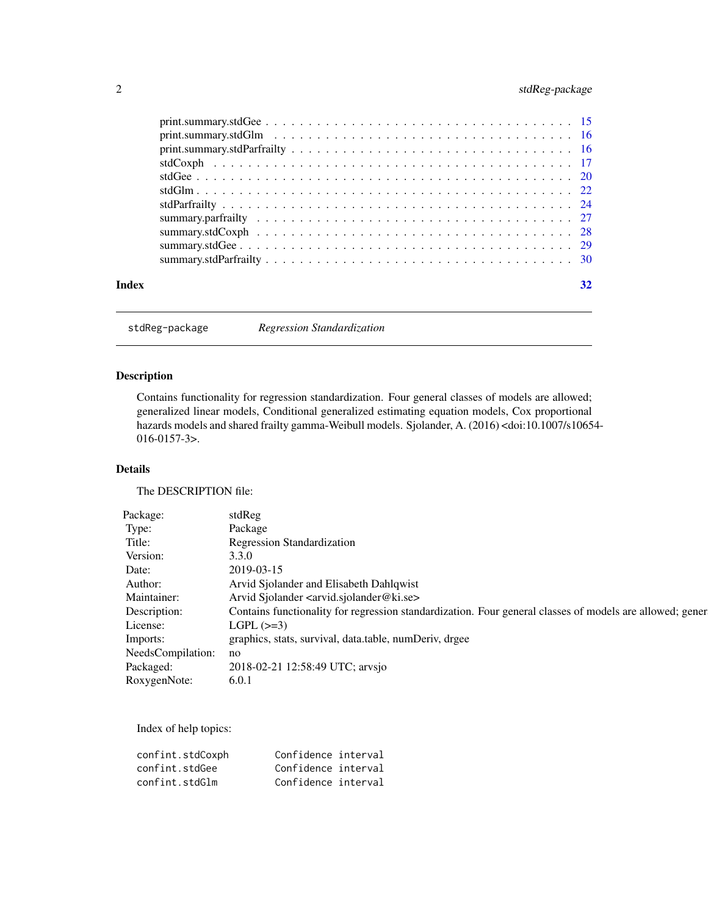| | |
|---|---|
| print.summary.stdGee | 15 |
| print.summary.stdGlm | 16 |
| print.summary.stdParfrailty | 16 |
| stdCoxph | 17 |
| stdGee | 20 |
| stdGlm | 22 |
| stdParfrailty | 24 |
| summary.parfrailty | 27 |
| summary.stdCoxph | 28 |
| summary.stdGee | 29 |
| summary.stdParfrailty | 30 |

**Index** **32**

---

`stdReg-package` *Regression Standardization*

---

## Description

Contains functionality for regression standardization. Four general classes of models are allowed; generalized linear models, Conditional generalized estimating equation models, Cox proportional hazards models and shared frailty gamma-Weibull models. Sjolander, A. (2016) <doi:10.1007/s10654-016-0157-3>.

## Details

The DESCRIPTION file:

| | |
|---|---|
| Package: | stdReg |
| Type: | Package |
| Title: | Regression Standardization |
| Version: | 3.3.0 |
| Date: | 2019-03-15 |
| Author: | Arvid Sjolander and Elisabeth Dahlqwist |
| Maintainer: | Arvid Sjolander <arvid.sjolander@ki.se> |
| Description: | Contains functionality for regression standardization. Four general classes of models are allowed; gener |
| License: | LGPL (>=3) |
| Imports: | graphics, stats, survival, data.table, numDeriv, drgee |
| NeedsCompilation: | no |
| Packaged: | 2018-02-21 12:58:49 UTC; arvsjo |
| RoxygenNote: | 6.0.1 |

Index of help topics:

```
confint.stdCoxph        Confidence interval
confint.stdGee          Confidence interval
confint.stdGlm          Confidence interval
```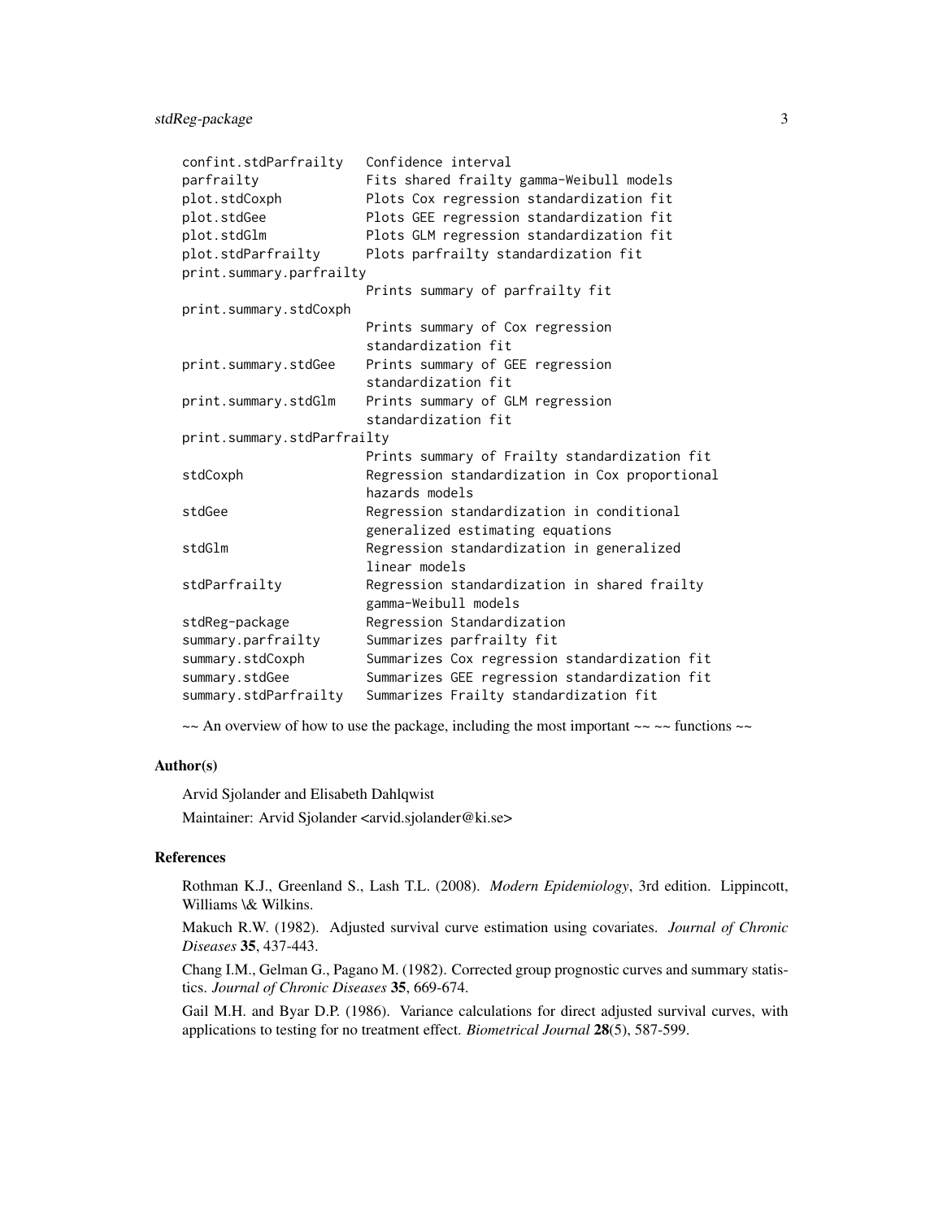```
confint.stdParfrailty   Confidence interval
parfrailty              Fits shared frailty gamma-Weibull models
plot.stdCoxph           Plots Cox regression standardization fit
plot.stdGee             Plots GEE regression standardization fit
plot.stdGlm             Plots GLM regression standardization fit
plot.stdParfrailty      Plots parfrailty standardization fit
print.summary.parfrailty
                        Prints summary of parfrailty fit
print.summary.stdCoxph
                        Prints summary of Cox regression
                        standardization fit
print.summary.stdGee    Prints summary of GEE regression
                        standardization fit
print.summary.stdGlm    Prints summary of GLM regression
                        standardization fit
print.summary.stdParfrailty
                        Prints summary of Frailty standardization fit
stdCoxph                Regression standardization in Cox proportional
                        hazards models
stdGee                  Regression standardization in conditional
                        generalized estimating equations
stdGlm                  Regression standardization in generalized
                        linear models
stdParfrailty           Regression standardization in shared frailty
                        gamma-Weibull models
stdReg-package          Regression Standardization
summary.parfrailty      Summarizes parfrailty fit
summary.stdCoxph        Summarizes Cox regression standardization fit
summary.stdGee          Summarizes GEE regression standardization fit
summary.stdParfrailty   Summarizes Frailty standardization fit
```

~~ An overview of how to use the package, including the most important ~~ ~~ functions ~~

### Author(s)

Arvid Sjolander and Elisabeth Dahlqwist

Maintainer: Arvid Sjolander <arvid.sjolander@ki.se>

### References

Rothman K.J., Greenland S., Lash T.L. (2008). *Modern Epidemiology*, 3rd edition. Lippincott, Williams \& Wilkins.

Makuch R.W. (1982). Adjusted survival curve estimation using covariates. *Journal of Chronic Diseases* **35**, 437-443.

Chang I.M., Gelman G., Pagano M. (1982). Corrected group prognostic curves and summary statistics. *Journal of Chronic Diseases* **35**, 669-674.

Gail M.H. and Byar D.P. (1986). Variance calculations for direct adjusted survival curves, with applications to testing for no treatment effect. *Biometrical Journal* **28**(5), 587-599.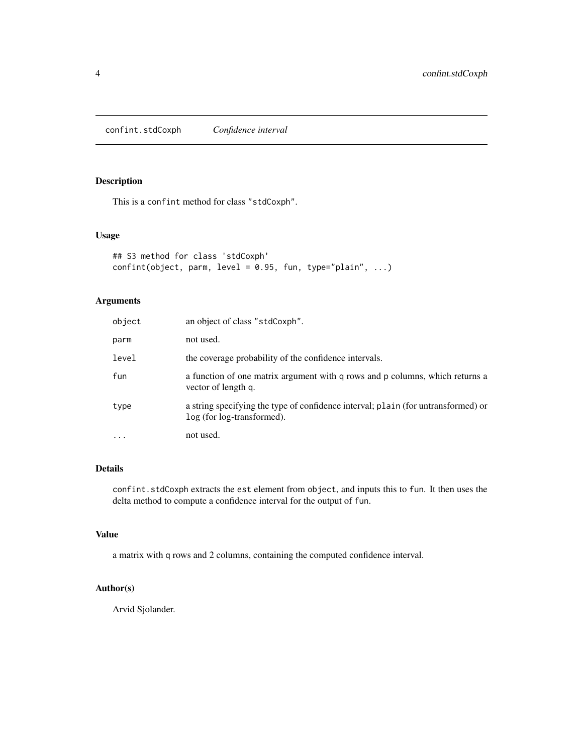confint.stdCoxph *Confidence interval*

## Description

This is a `confint` method for class `"stdCoxph"`.

## Usage

```
## S3 method for class 'stdCoxph'
confint(object, parm, level = 0.95, fun, type="plain", ...)
```

## Arguments

| | |
|---|---|
| `object` | an object of class `"stdCoxph"`. |
| `parm` | not used. |
| `level` | the coverage probability of the confidence intervals. |
| `fun` | a function of one matrix argument with `q` rows and `p` columns, which returns a vector of length `q`. |
| `type` | a string specifying the type of confidence interval; `plain` (for untransformed) or `log` (for log-transformed). |
| `...` | not used. |

## Details

`confint.stdCoxph` extracts the `est` element from `object`, and inputs this to `fun`. It then uses the delta method to compute a confidence interval for the output of `fun`.

## Value

a matrix with `q` rows and 2 columns, containing the computed confidence interval.

## Author(s)

Arvid Sjolander.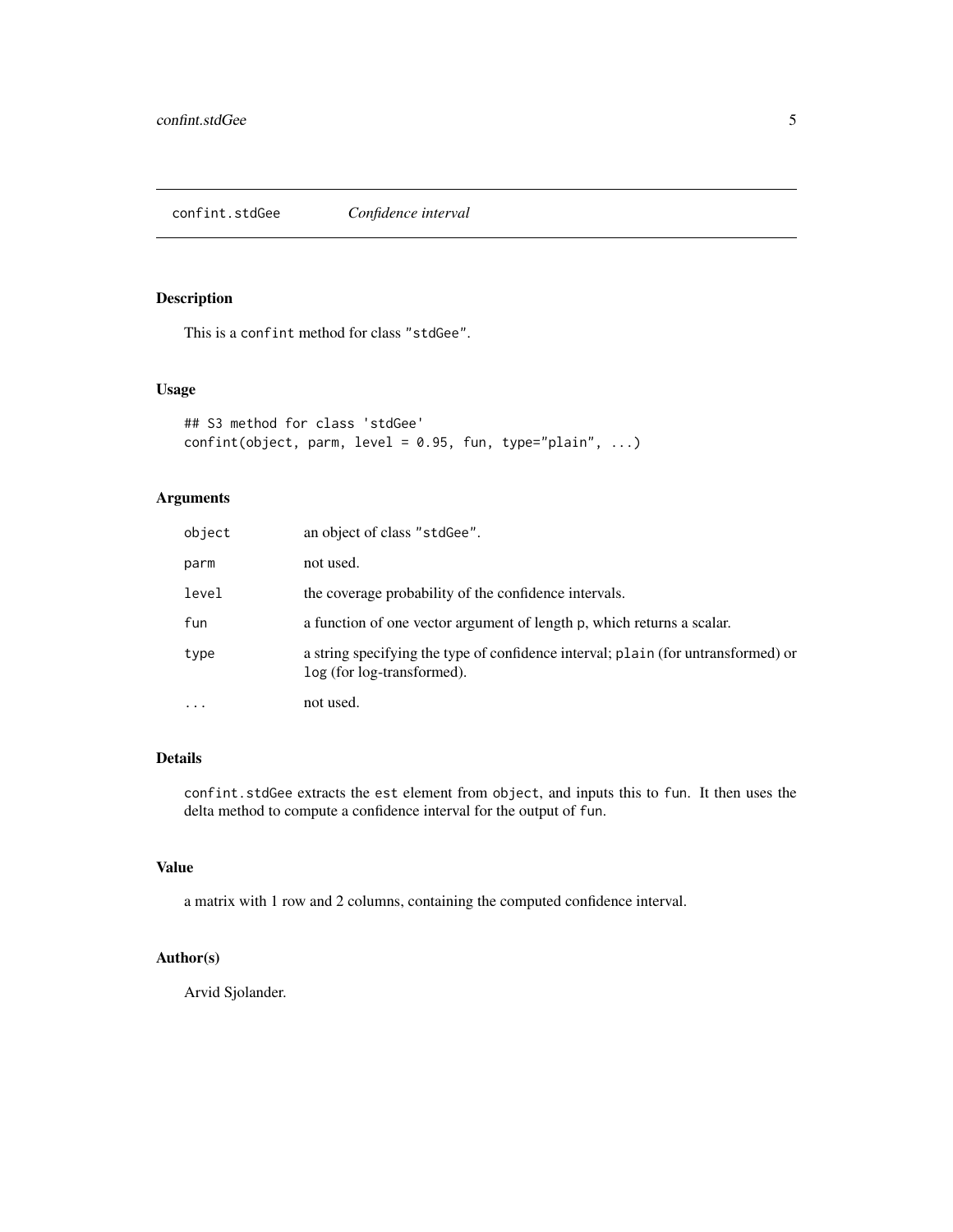## confint.stdGee    *Confidence interval*

### Description

This is a `confint` method for class `"stdGee"`.

### Usage

```
## S3 method for class 'stdGee'
confint(object, parm, level = 0.95, fun, type="plain", ...)
```

### Arguments

| | |
|---|---|
| `object` | an object of class `"stdGee"`. |
| `parm` | not used. |
| `level` | the coverage probability of the confidence intervals. |
| `fun` | a function of one vector argument of length `p`, which returns a scalar. |
| `type` | a string specifying the type of confidence interval; `plain` (for untransformed) or `log` (for log-transformed). |
| `...` | not used. |

### Details

`confint.stdGee` extracts the `est` element from `object`, and inputs this to `fun`. It then uses the delta method to compute a confidence interval for the output of `fun`.

### Value

a matrix with 1 row and 2 columns, containing the computed confidence interval.

### Author(s)

Arvid Sjolander.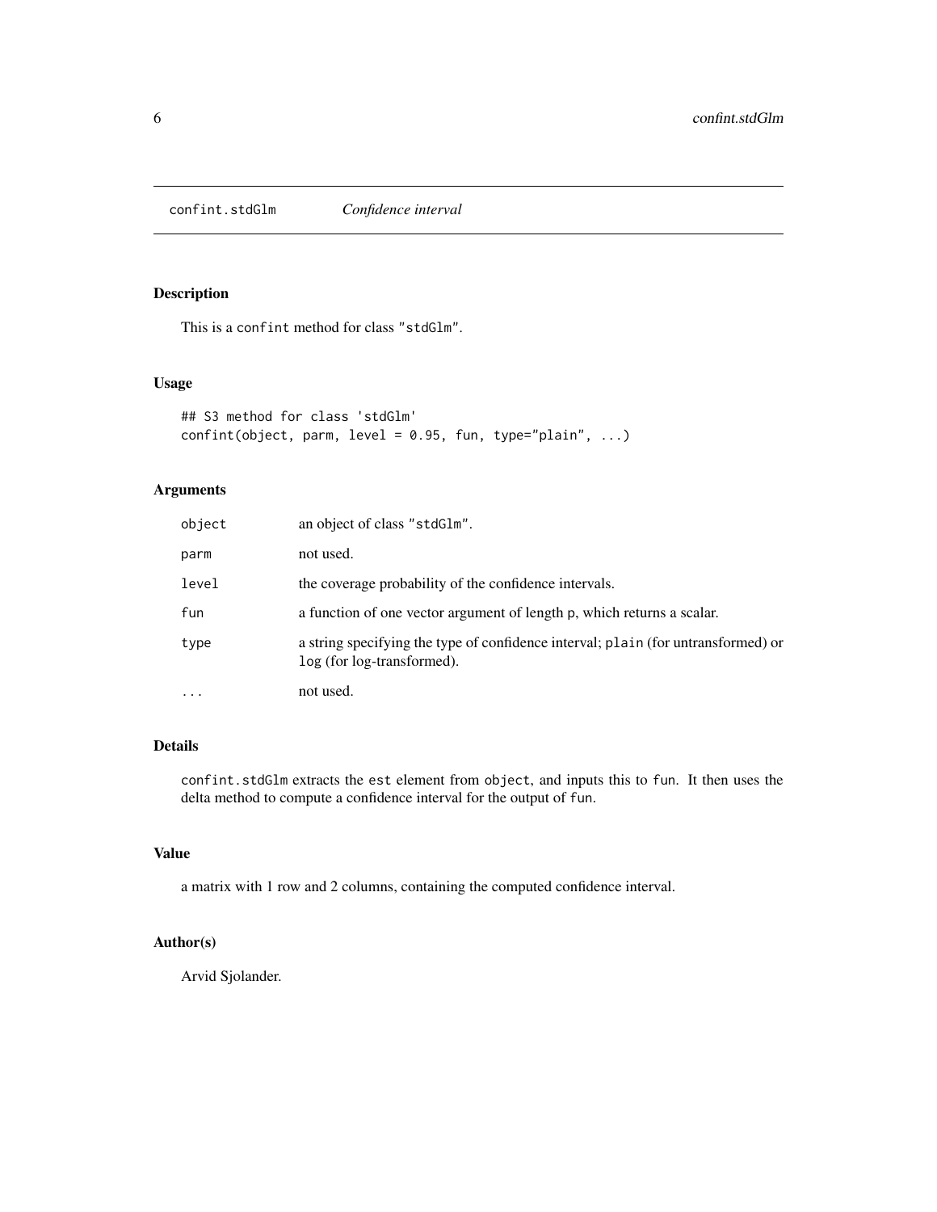# confint.stdGlm *Confidence interval*

## Description

This is a `confint` method for class `"stdGlm"`.

## Usage

```
## S3 method for class 'stdGlm'
confint(object, parm, level = 0.95, fun, type="plain", ...)
```

## Arguments

| | |
|---|---|
| `object` | an object of class `"stdGlm"`. |
| `parm` | not used. |
| `level` | the coverage probability of the confidence intervals. |
| `fun` | a function of one vector argument of length `p`, which returns a scalar. |
| `type` | a string specifying the type of confidence interval; `plain` (for untransformed) or `log` (for log-transformed). |
| `...` | not used. |

## Details

`confint.stdGlm` extracts the `est` element from `object`, and inputs this to `fun`. It then uses the delta method to compute a confidence interval for the output of `fun`.

## Value

a matrix with 1 row and 2 columns, containing the computed confidence interval.

## Author(s)

Arvid Sjolander.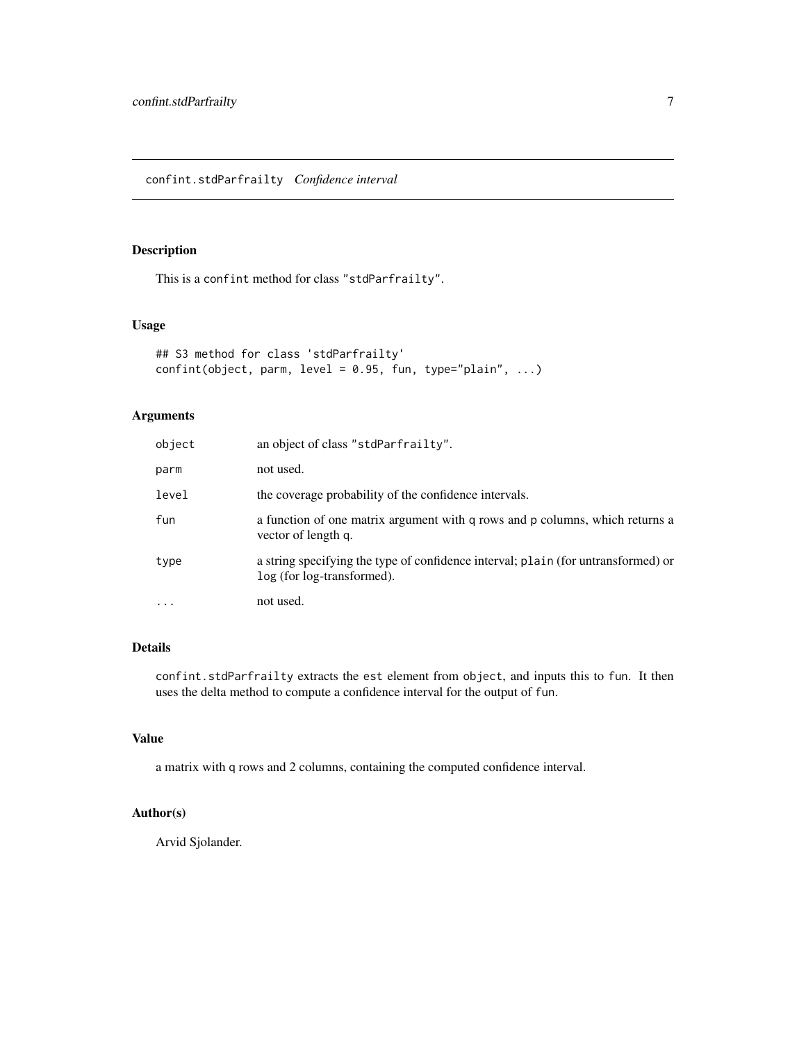## confint.stdParfrailty *Confidence interval*

### Description

This is a `confint` method for class `"stdParfrailty"`.

### Usage

```
## S3 method for class 'stdParfrailty'
confint(object, parm, level = 0.95, fun, type="plain", ...)
```

### Arguments

| | |
|---|---|
| `object` | an object of class `"stdParfrailty"`. |
| `parm` | not used. |
| `level` | the coverage probability of the confidence intervals. |
| `fun` | a function of one matrix argument with `q` rows and `p` columns, which returns a vector of length `q`. |
| `type` | a string specifying the type of confidence interval; `plain` (for untransformed) or `log` (for log-transformed). |
| `...` | not used. |

### Details

`confint.stdParfrailty` extracts the `est` element from `object`, and inputs this to `fun`. It then uses the delta method to compute a confidence interval for the output of `fun`.

### Value

a matrix with `q` rows and 2 columns, containing the computed confidence interval.

### Author(s)

Arvid Sjolander.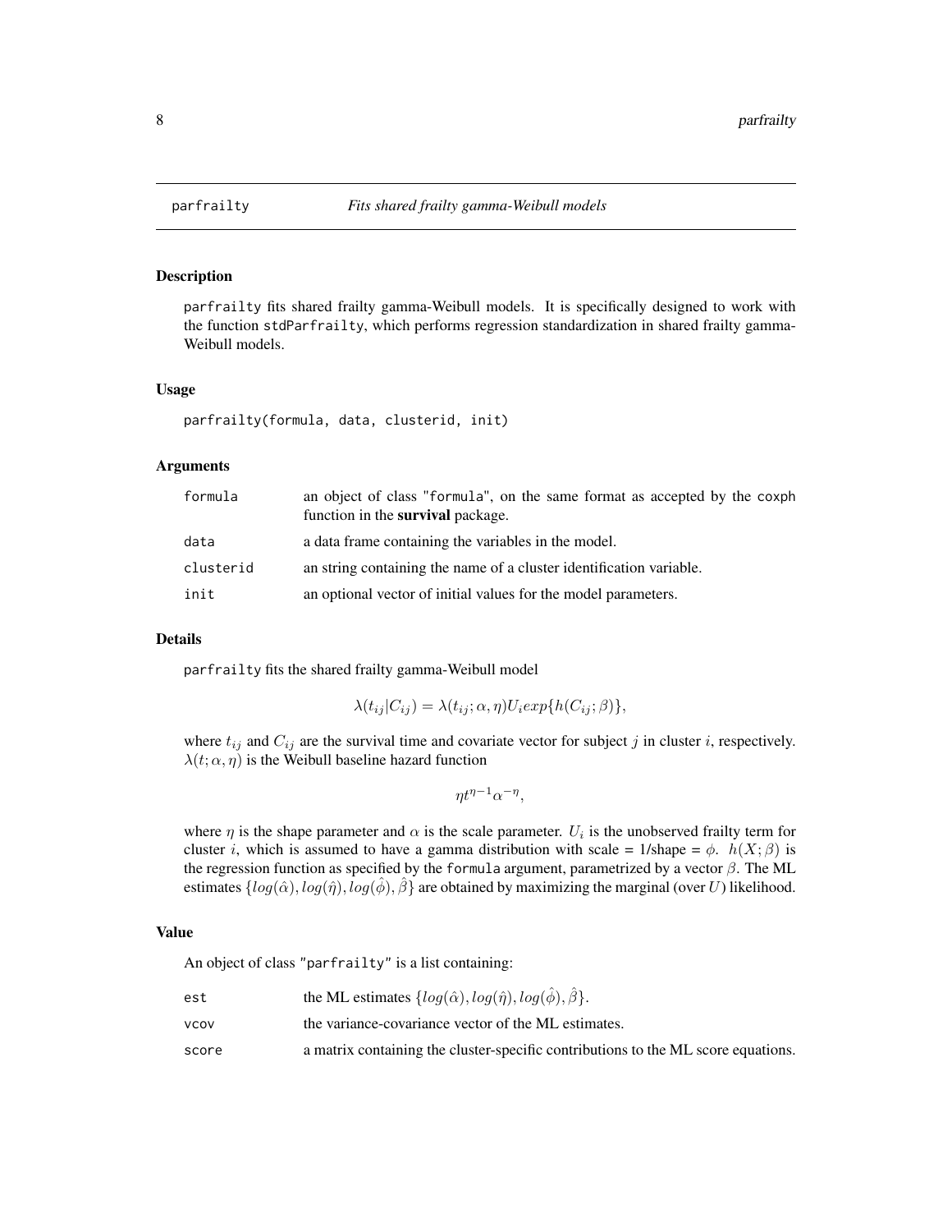parfrailty *Fits shared frailty gamma-Weibull models*

## Description

parfrailty fits shared frailty gamma-Weibull models. It is specifically designed to work with the function stdParfrailty, which performs regression standardization in shared frailty gamma-Weibull models.

## Usage

```
parfrailty(formula, data, clusterid, init)
```

## Arguments

| | |
|---|---|
| formula | an object of class "formula", on the same format as accepted by the coxph function in the **survival** package. |
| data | a data frame containing the variables in the model. |
| clusterid | an string containing the name of a cluster identification variable. |
| init | an optional vector of initial values for the model parameters. |

## Details

parfrailty fits the shared frailty gamma-Weibull model

$$\lambda(t_{ij}|C_{ij}) = \lambda(t_{ij}; \alpha, \eta)U_i exp\{h(C_{ij}; \beta)\},$$

where $t_{ij}$ and $C_{ij}$ are the survival time and covariate vector for subject $j$ in cluster $i$, respectively. $\lambda(t; \alpha, \eta)$ is the Weibull baseline hazard function

$$\eta t^{\eta-1}\alpha^{-\eta},$$

where $\eta$ is the shape parameter and $\alpha$ is the scale parameter. $U_i$ is the unobserved frailty term for cluster $i$, which is assumed to have a gamma distribution with scale = 1/shape = $\phi$. $h(X; \beta)$ is the regression function as specified by the formula argument, parametrized by a vector $\beta$. The ML estimates $\{log(\hat{\alpha}), log(\hat{\eta}), log(\hat{\phi}), \hat{\beta}\}$ are obtained by maximizing the marginal (over $U$) likelihood.

## Value

An object of class "parfrailty" is a list containing:

| | |
|---|---|
| est | the ML estimates $\{log(\hat{\alpha}), log(\hat{\eta}), log(\hat{\phi}), \hat{\beta}\}$. |
| vcov | the variance-covariance vector of the ML estimates. |
| score | a matrix containing the cluster-specific contributions to the ML score equations. |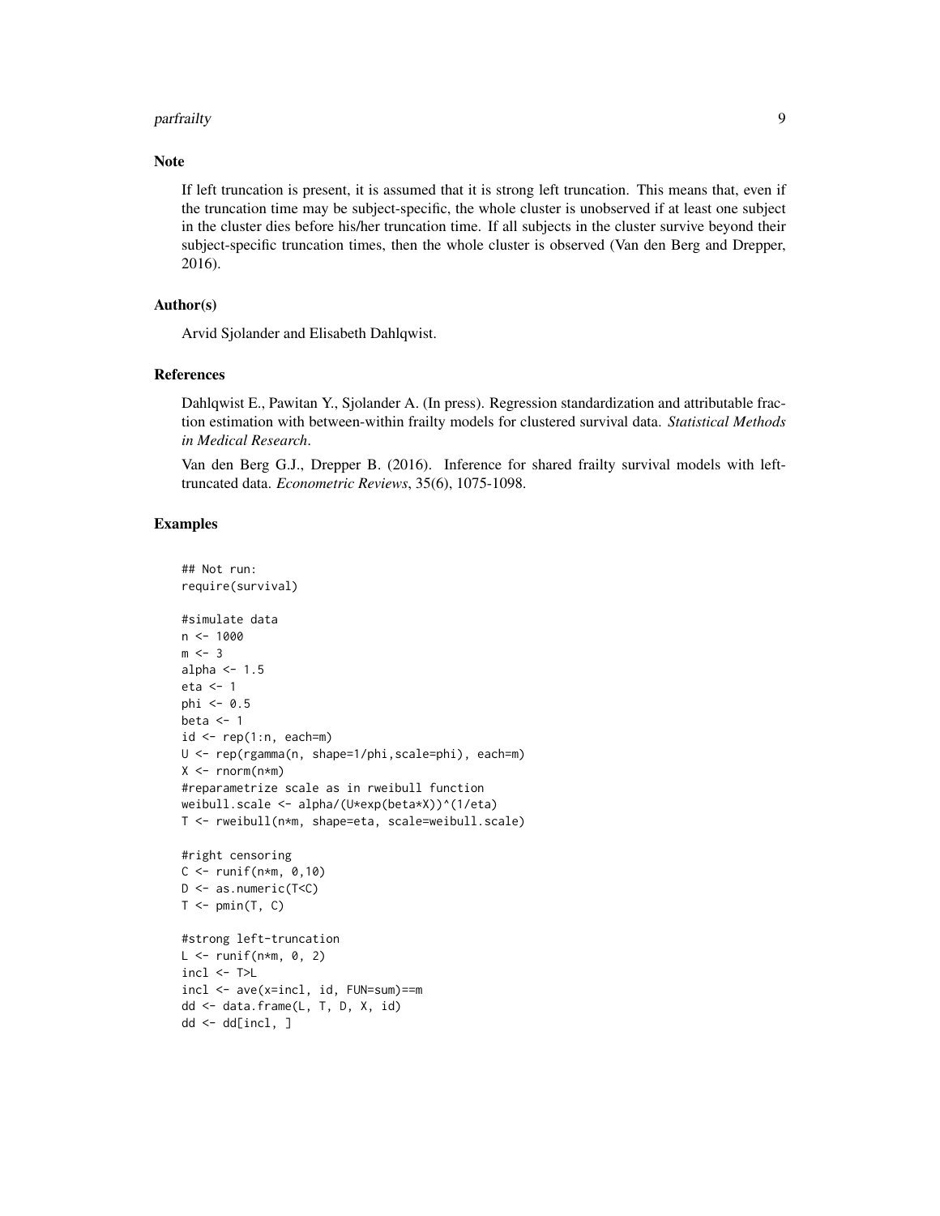## Note

If left truncation is present, it is assumed that it is strong left truncation. This means that, even if the truncation time may be subject-specific, the whole cluster is unobserved if at least one subject in the cluster dies before his/her truncation time. If all subjects in the cluster survive beyond their subject-specific truncation times, then the whole cluster is observed (Van den Berg and Drepper, 2016).

## Author(s)

Arvid Sjolander and Elisabeth Dahlqwist.

## References

Dahlqwist E., Pawitan Y., Sjolander A. (In press). Regression standardization and attributable fraction estimation with between-within frailty models for clustered survival data. *Statistical Methods in Medical Research*.

Van den Berg G.J., Drepper B. (2016). Inference for shared frailty survival models with left-truncated data. *Econometric Reviews*, 35(6), 1075-1098.

## Examples

```
## Not run:
require(survival)

#simulate data
n <- 1000
m <- 3
alpha <- 1.5
eta <- 1
phi <- 0.5
beta <- 1
id <- rep(1:n, each=m)
U <- rep(rgamma(n, shape=1/phi,scale=phi), each=m)
X <- rnorm(n*m)
#reparametrize scale as in rweibull function
weibull.scale <- alpha/(U*exp(beta*X))^(1/eta)
T <- rweibull(n*m, shape=eta, scale=weibull.scale)

#right censoring
C <- runif(n*m, 0,10)
D <- as.numeric(T<C)
T <- pmin(T, C)

#strong left-truncation
L <- runif(n*m, 0, 2)
incl <- T>L
incl <- ave(x=incl, id, FUN=sum)==m
dd <- data.frame(L, T, D, X, id)
dd <- dd[incl, ]
```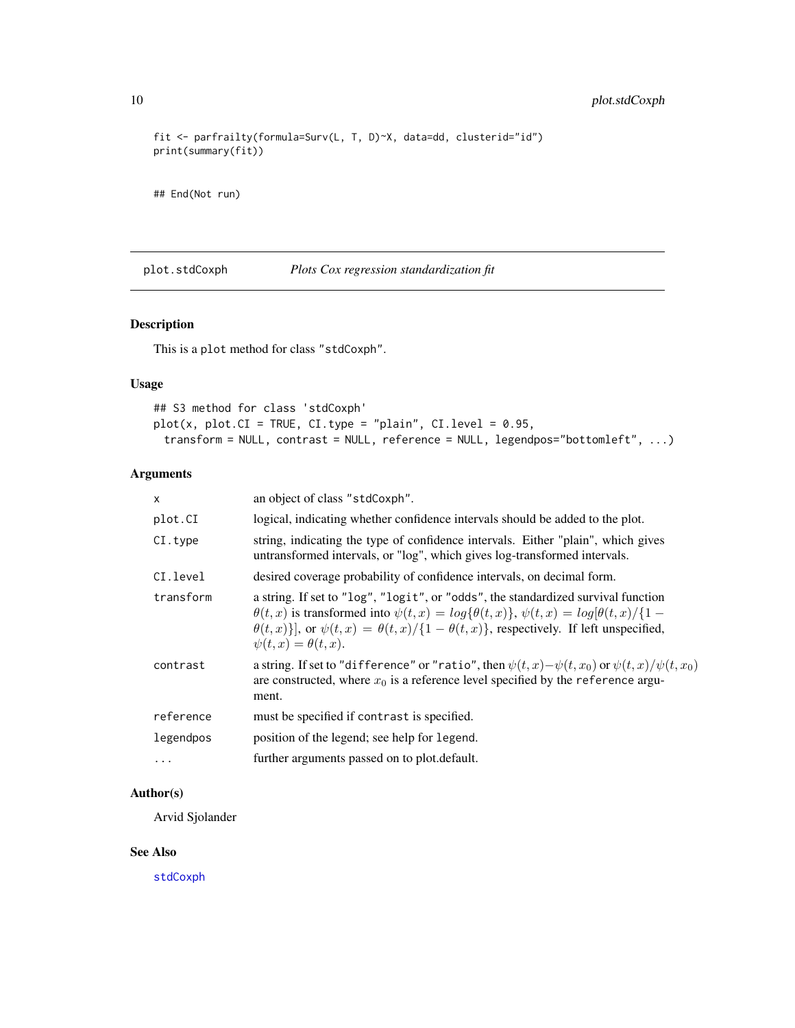```
fit <- parfrailty(formula=Surv(L, T, D)~X, data=dd, clusterid="id")
print(summary(fit))


## End(Not run)
```

---

## plot.stdCoxph — *Plots Cox regression standardization fit*

### Description

This is a plot method for class "stdCoxph".

### Usage

```
## S3 method for class 'stdCoxph'
plot(x, plot.CI = TRUE, CI.type = "plain", CI.level = 0.95,
  transform = NULL, contrast = NULL, reference = NULL, legendpos="bottomleft", ...)
```

### Arguments

| | |
|---|---|
| x | an object of class "stdCoxph". |
| plot.CI | logical, indicating whether confidence intervals should be added to the plot. |
| CI.type | string, indicating the type of confidence intervals. Either "plain", which gives untransformed intervals, or "log", which gives log-transformed intervals. |
| CI.level | desired coverage probability of confidence intervals, on decimal form. |
| transform | a string. If set to "log", "logit", or "odds", the standardized survival function $\theta(t,x)$ is transformed into $\psi(t,x) = log\{\theta(t,x)\}$, $\psi(t,x) = log[\theta(t,x)/\{1-\theta(t,x)\}]$, or $\psi(t,x) = \theta(t,x)/\{1-\theta(t,x)\}$, respectively. If left unspecified, $\psi(t,x) = \theta(t,x)$. |
| contrast | a string. If set to "difference" or "ratio", then $\psi(t,x)-\psi(t,x_0)$ or $\psi(t,x)/\psi(t,x_0)$ are constructed, where $x_0$ is a reference level specified by the reference argument. |
| reference | must be specified if contrast is specified. |
| legendpos | position of the legend; see help for legend. |
| ... | further arguments passed on to plot.default. |

### Author(s)

Arvid Sjolander

### See Also

stdCoxph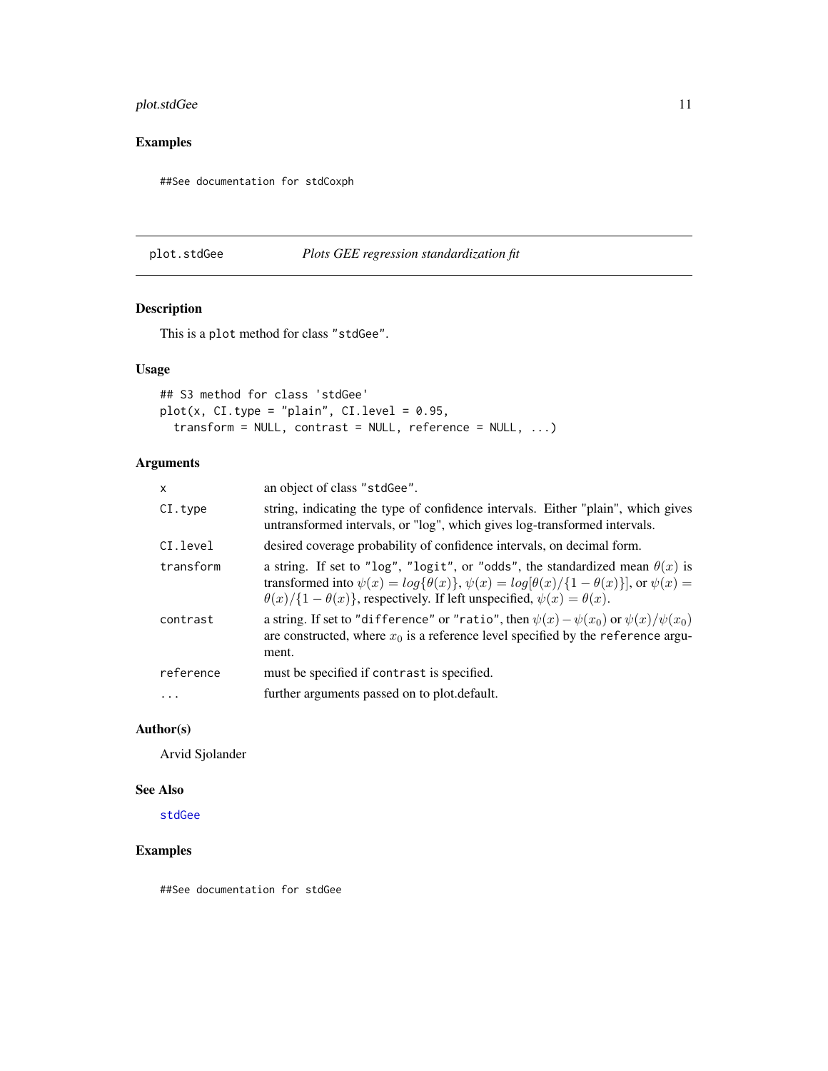## Examples

```
##See documentation for stdCoxph
```

---

## plot.stdGee — *Plots GEE regression standardization fit*

### Description

This is a `plot` method for class `"stdGee"`.

### Usage

```
## S3 method for class 'stdGee'
plot(x, CI.type = "plain", CI.level = 0.95,
  transform = NULL, contrast = NULL, reference = NULL, ...)
```

### Arguments

| | |
|---|---|
| `x` | an object of class `"stdGee"`. |
| `CI.type` | string, indicating the type of confidence intervals. Either "plain", which gives untransformed intervals, or "log", which gives log-transformed intervals. |
| `CI.level` | desired coverage probability of confidence intervals, on decimal form. |
| `transform` | a string. If set to `"log"`, `"logit"`, or `"odds"`, the standardized mean $\theta(x)$ is transformed into $\psi(x) = log\{\theta(x)\}$, $\psi(x) = log[\theta(x)/\{1-\theta(x)\}]$, or $\psi(x) = \theta(x)/\{1-\theta(x)\}$, respectively. If left unspecified, $\psi(x) = \theta(x)$. |
| `contrast` | a string. If set to `"difference"` or `"ratio"`, then $\psi(x) - \psi(x_0)$ or $\psi(x)/\psi(x_0)$ are constructed, where $x_0$ is a reference level specified by the `reference` argument. |
| `reference` | must be specified if `contrast` is specified. |
| `...` | further arguments passed on to plot.default. |

### Author(s)

Arvid Sjolander

### See Also

`stdGee`

### Examples

```
##See documentation for stdGee
```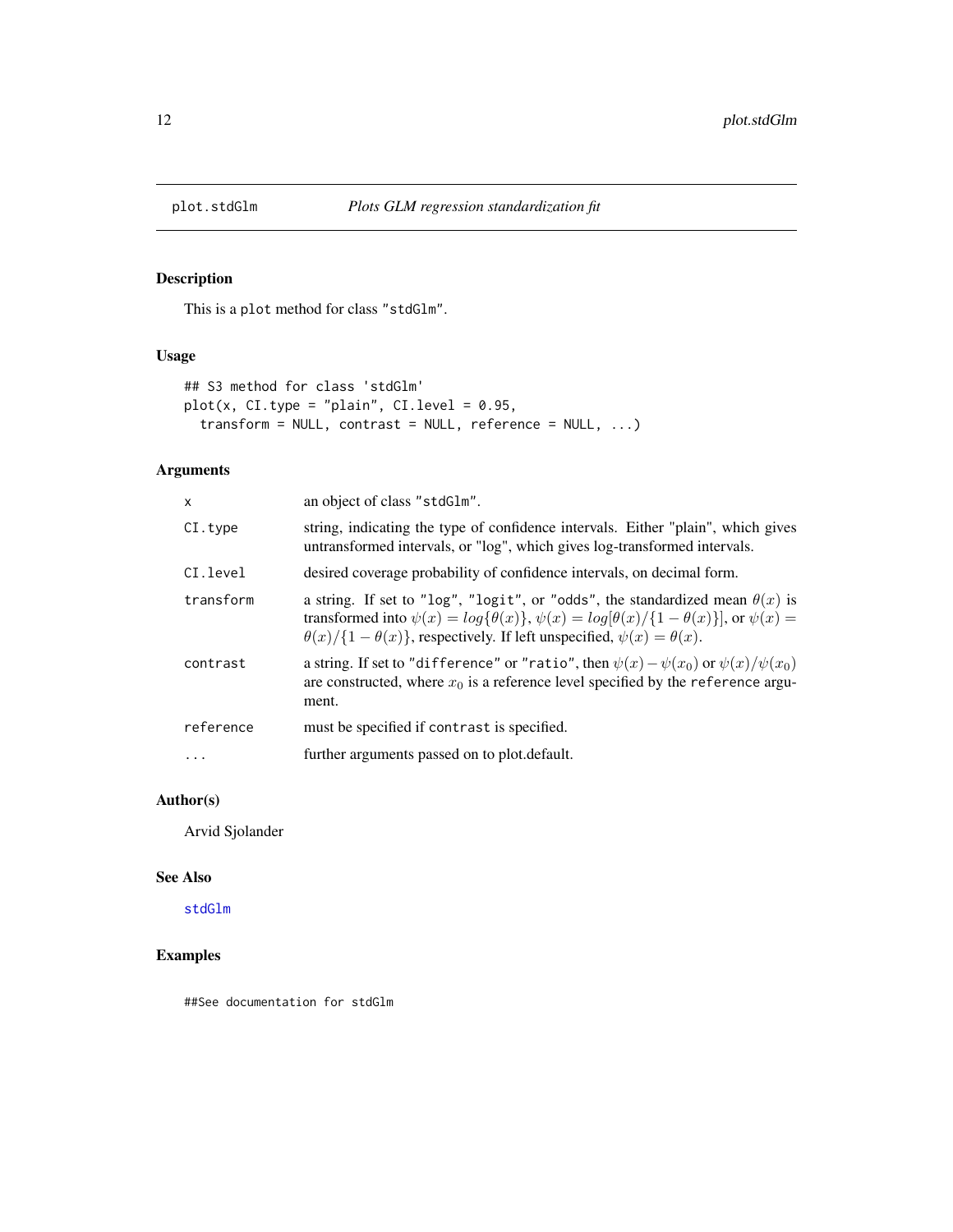# plot.stdGlm — *Plots GLM regression standardization fit*

## Description

This is a `plot` method for class `"stdGlm"`.

## Usage

```
## S3 method for class 'stdGlm'
plot(x, CI.type = "plain", CI.level = 0.95,
  transform = NULL, contrast = NULL, reference = NULL, ...)
```

## Arguments

| | |
|---|---|
| `x` | an object of class `"stdGlm"`. |
| `CI.type` | string, indicating the type of confidence intervals. Either "plain", which gives untransformed intervals, or "log", which gives log-transformed intervals. |
| `CI.level` | desired coverage probability of confidence intervals, on decimal form. |
| `transform` | a string. If set to `"log"`, `"logit"`, or `"odds"`, the standardized mean $\theta(x)$ is transformed into $\psi(x) = log\{\theta(x)\}$, $\psi(x) = log[\theta(x)/\{1 - \theta(x)\}]$, or $\psi(x) = \theta(x)/\{1 - \theta(x)\}$, respectively. If left unspecified, $\psi(x) = \theta(x)$. |
| `contrast` | a string. If set to `"difference"` or `"ratio"`, then $\psi(x) - \psi(x_0)$ or $\psi(x)/\psi(x_0)$ are constructed, where $x_0$ is a reference level specified by the `reference` argument. |
| `reference` | must be specified if `contrast` is specified. |
| `...` | further arguments passed on to plot.default. |

## Author(s)

Arvid Sjolander

## See Also

`stdGlm`

## Examples

```
##See documentation for stdGlm
```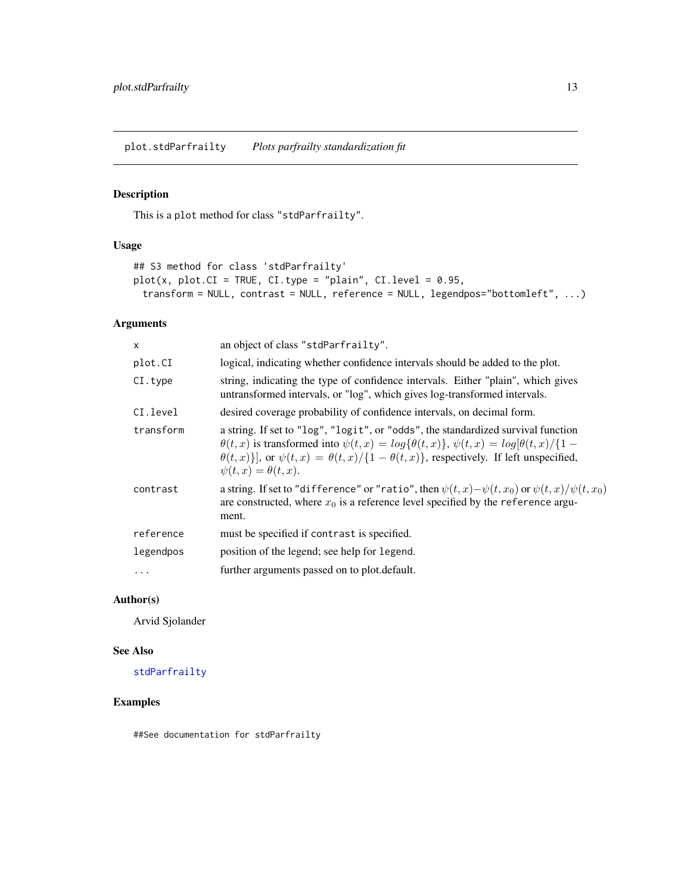plot.stdParfrailty *Plots parfrailty standardization fit*

## Description

This is a `plot` method for class `"stdParfrailty"`.

## Usage

```
## S3 method for class 'stdParfrailty'
plot(x, plot.CI = TRUE, CI.type = "plain", CI.level = 0.95,
  transform = NULL, contrast = NULL, reference = NULL, legendpos="bottomleft", ...)
```

## Arguments

| | |
|---|---|
| `x` | an object of class `"stdParfrailty"`. |
| `plot.CI` | logical, indicating whether confidence intervals should be added to the plot. |
| `CI.type` | string, indicating the type of confidence intervals. Either "plain", which gives untransformed intervals, or "log", which gives log-transformed intervals. |
| `CI.level` | desired coverage probability of confidence intervals, on decimal form. |
| `transform` | a string. If set to `"log"`, `"logit"`, or `"odds"`, the standardized survival function $\theta(t,x)$ is transformed into $\psi(t,x) = log\{\theta(t,x)\}$, $\psi(t,x) = log[\theta(t,x)/\{1 - \theta(t,x)\}]$, or $\psi(t,x) = \theta(t,x)/\{1 - \theta(t,x)\}$, respectively. If left unspecified, $\psi(t,x) = \theta(t,x)$. |
| `contrast` | a string. If set to `"difference"` or `"ratio"`, then $\psi(t,x) - \psi(t,x_0)$ or $\psi(t,x)/\psi(t,x_0)$ are constructed, where $x_0$ is a reference level specified by the `reference` argument. |
| `reference` | must be specified if `contrast` is specified. |
| `legendpos` | position of the legend; see help for `legend`. |
| `...` | further arguments passed on to plot.default. |

## Author(s)

Arvid Sjolander

## See Also

`stdParfrailty`

## Examples

```
##See documentation for stdParfrailty
```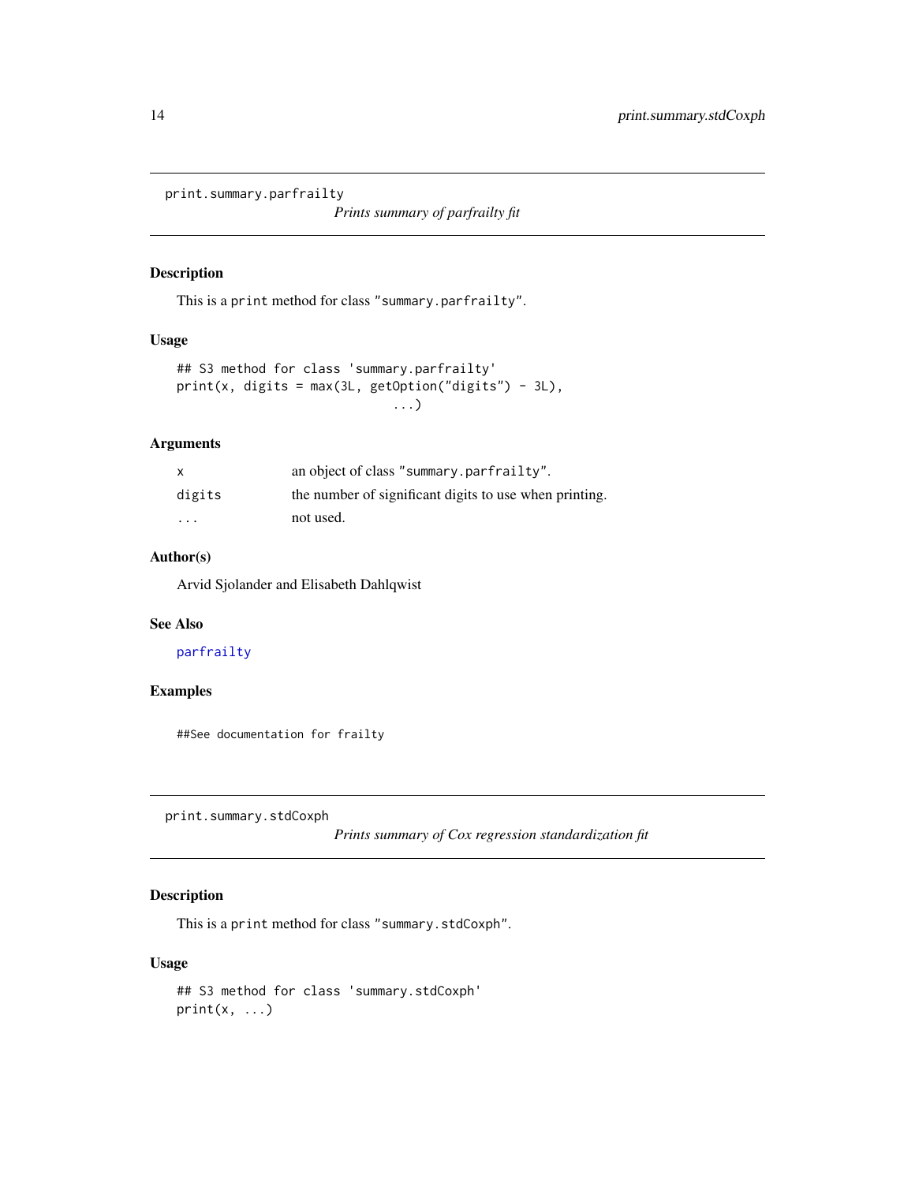## print.summary.parfrailty

*Prints summary of parfrailty fit*

### Description

This is a `print` method for class `"summary.parfrailty"`.

### Usage

```
## S3 method for class 'summary.parfrailty'
print(x, digits = max(3L, getOption("digits") - 3L),
                             ...)
```

### Arguments

| | |
|---|---|
| `x` | an object of class `"summary.parfrailty"`. |
| `digits` | the number of significant digits to use when printing. |
| `...` | not used. |

### Author(s)

Arvid Sjolander and Elisabeth Dahlqwist

### See Also

`parfrailty`

### Examples

```
##See documentation for frailty
```

## print.summary.stdCoxph

*Prints summary of Cox regression standardization fit*

### Description

This is a `print` method for class `"summary.stdCoxph"`.

### Usage

```
## S3 method for class 'summary.stdCoxph'
print(x, ...)
```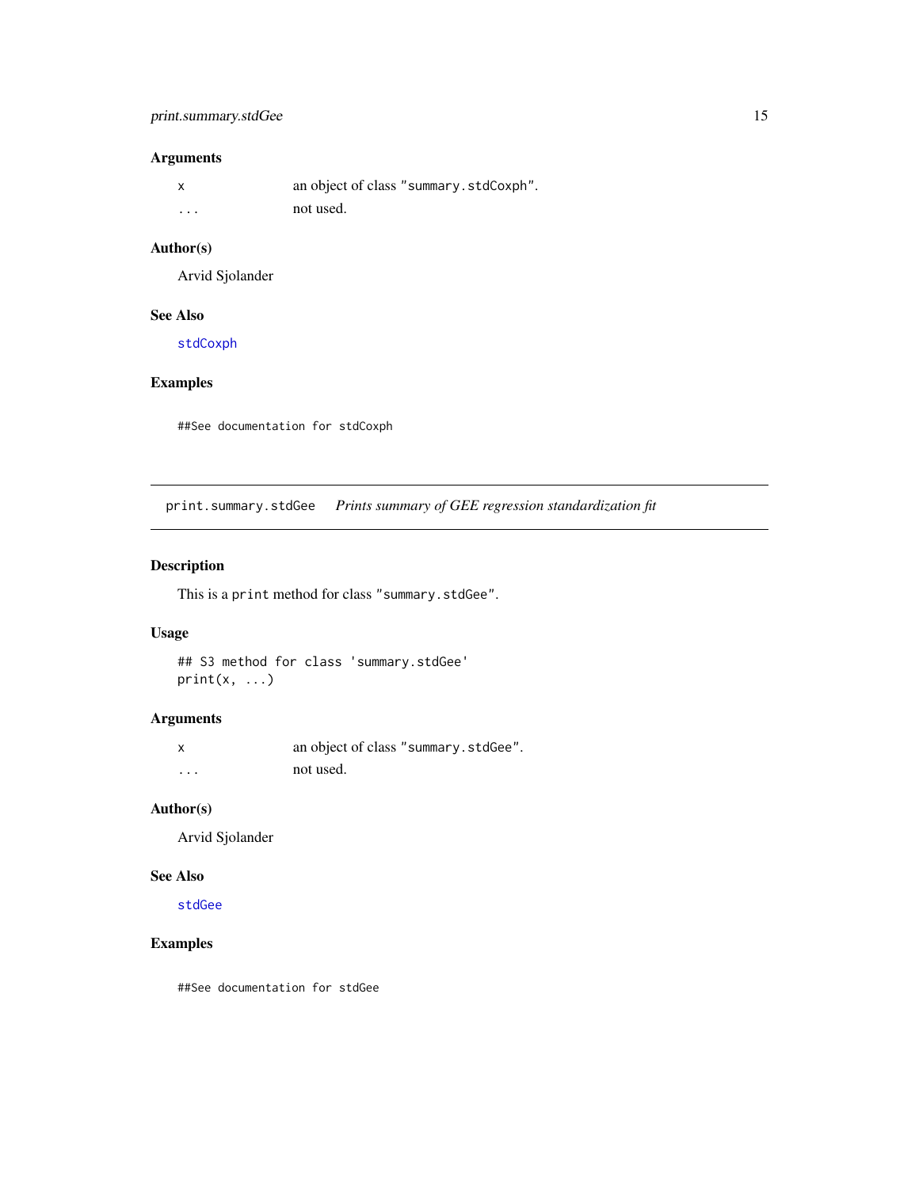## Arguments

| | |
|---|---|
| x | an object of class "summary.stdCoxph". |
| ... | not used. |

## Author(s)

Arvid Sjolander

## See Also

stdCoxph

## Examples

```
##See documentation for stdCoxph
```

---

# print.summary.stdGee *Prints summary of GEE regression standardization fit*

## Description

This is a print method for class "summary.stdGee".

## Usage

```
## S3 method for class 'summary.stdGee'
print(x, ...)
```

## Arguments

| | |
|---|---|
| x | an object of class "summary.stdGee". |
| ... | not used. |

## Author(s)

Arvid Sjolander

## See Also

stdGee

## Examples

```
##See documentation for stdGee
```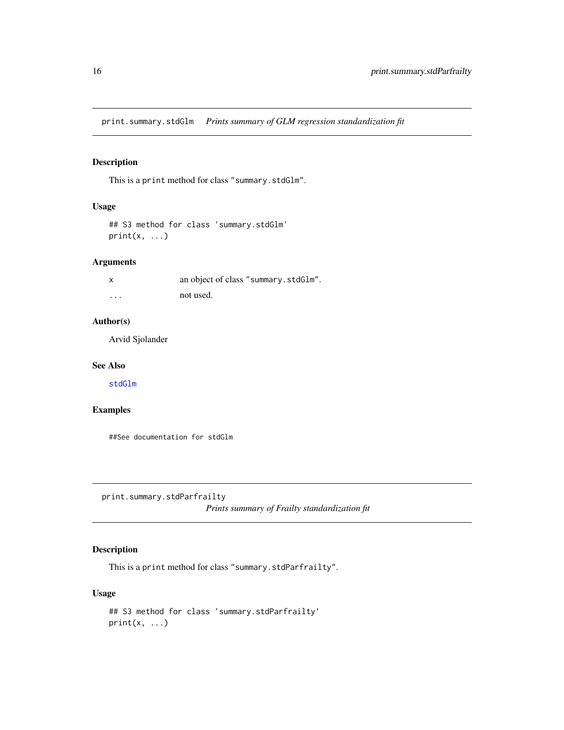## print.summary.stdGlm *Prints summary of GLM regression standardization fit*

### Description

This is a `print` method for class `"summary.stdGlm"`.

### Usage

```
## S3 method for class 'summary.stdGlm'
print(x, ...)
```

### Arguments

| | |
|---|---|
| `x` | an object of class `"summary.stdGlm"`. |
| `...` | not used. |

### Author(s)

Arvid Sjolander

### See Also

`stdGlm`

### Examples

```
##See documentation for stdGlm
```

## print.summary.stdParfrailty *Prints summary of Frailty standardization fit*

### Description

This is a `print` method for class `"summary.stdParfrailty"`.

### Usage

```
## S3 method for class 'summary.stdParfrailty'
print(x, ...)
```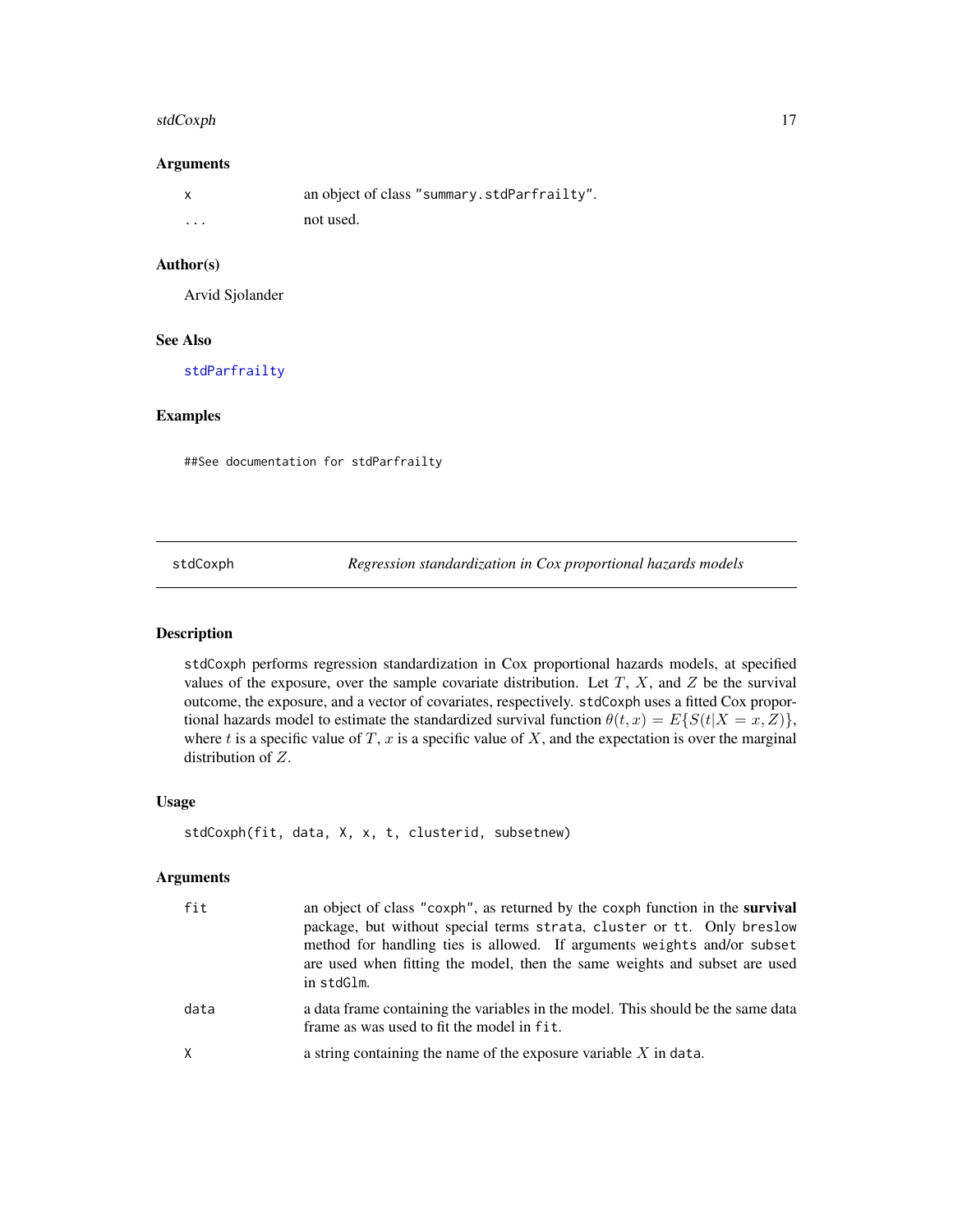### Arguments

| | |
|---|---|
| `x` | an object of class `"summary.stdParfrailty"`. |
| `...` | not used. |

### Author(s)

Arvid Sjolander

### See Also

`stdParfrailty`

### Examples

```
##See documentation for stdParfrailty
```

---

## stdCoxph — *Regression standardization in Cox proportional hazards models*

---

### Description

`stdCoxph` performs regression standardization in Cox proportional hazards models, at specified values of the exposure, over the sample covariate distribution. Let $T$, $X$, and $Z$ be the survival outcome, the exposure, and a vector of covariates, respectively. `stdCoxph` uses a fitted Cox proportional hazards model to estimate the standardized survival function $\theta(t, x) = E\{S(t|X = x, Z)\}$, where $t$ is a specific value of $T$, $x$ is a specific value of $X$, and the expectation is over the marginal distribution of $Z$.

### Usage

```
stdCoxph(fit, data, X, x, t, clusterid, subsetnew)
```

### Arguments

| | |
|---|---|
| `fit` | an object of class `"coxph"`, as returned by the `coxph` function in the **survival** package, but without special terms `strata`, `cluster` or `tt`. Only `breslow` method for handling ties is allowed. If arguments `weights` and/or `subset` are used when fitting the model, then the same weights and subset are used in `stdGlm`. |
| `data` | a data frame containing the variables in the model. This should be the same data frame as was used to fit the model in `fit`. |
| `X` | a string containing the name of the exposure variable $X$ in `data`. |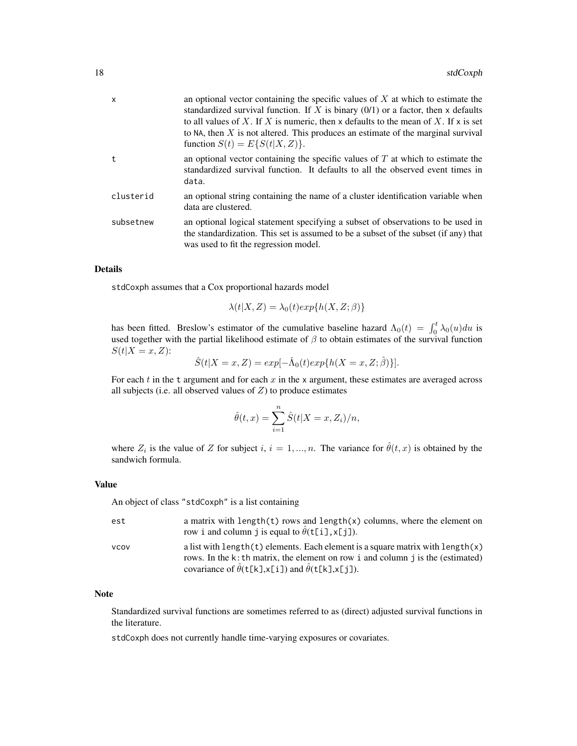| | |
|---|---|
| x | an optional vector containing the specific values of $X$ at which to estimate the standardized survival function. If $X$ is binary (0/1) or a factor, then x defaults to all values of $X$. If $X$ is numeric, then x defaults to the mean of $X$. If x is set to NA, then $X$ is not altered. This produces an estimate of the marginal survival function $S(t) = E\{S(t\|X, Z)\}$. |
| t | an optional vector containing the specific values of $T$ at which to estimate the standardized survival function. It defaults to all the observed event times in data. |
| clusterid | an optional string containing the name of a cluster identification variable when data are clustered. |
| subsetnew | an optional logical statement specifying a subset of observations to be used in the standardization. This set is assumed to be a subset of the subset (if any) that was used to fit the regression model. |

### Details

stdCoxph assumes that a Cox proportional hazards model

$$\lambda(t|X, Z) = \lambda_0(t)exp\{h(X, Z; \beta)\}$$

has been fitted. Breslow's estimator of the cumulative baseline hazard $\Lambda_0(t) = \int_0^t \lambda_0(u)du$ is used together with the partial likelihood estimate of $\beta$ to obtain estimates of the survival function $S(t|X = x, Z)$:

$$\hat{S}(t|X = x, Z) = exp[-\hat{\Lambda}_0(t)exp\{h(X = x, Z; \hat{\beta})\}].$$

For each $t$ in the t argument and for each $x$ in the x argument, these estimates are averaged across all subjects (i.e. all observed values of $Z$) to produce estimates

$$\hat{\theta}(t, x) = \sum_{i=1}^{n} \hat{S}(t|X = x, Z_i)/n,$$

where $Z_i$ is the value of $Z$ for subject $i$, $i = 1, ..., n$. The variance for $\hat{\theta}(t, x)$ is obtained by the sandwich formula.

### Value

An object of class "stdCoxph" is a list containing

| | |
|---|---|
| est | a matrix with length(t) rows and length(x) columns, where the element on row i and column j is equal to $\hat{\theta}$(t[i],x[j]). |
| vcov | a list with length(t) elements. Each element is a square matrix with length(x) rows. In the k:th matrix, the element on row i and column j is the (estimated) covariance of $\hat{\theta}$(t[k],x[i]) and $\hat{\theta}$(t[k],x[j]). |

### Note

Standardized survival functions are sometimes referred to as (direct) adjusted survival functions in the literature.

stdCoxph does not currently handle time-varying exposures or covariates.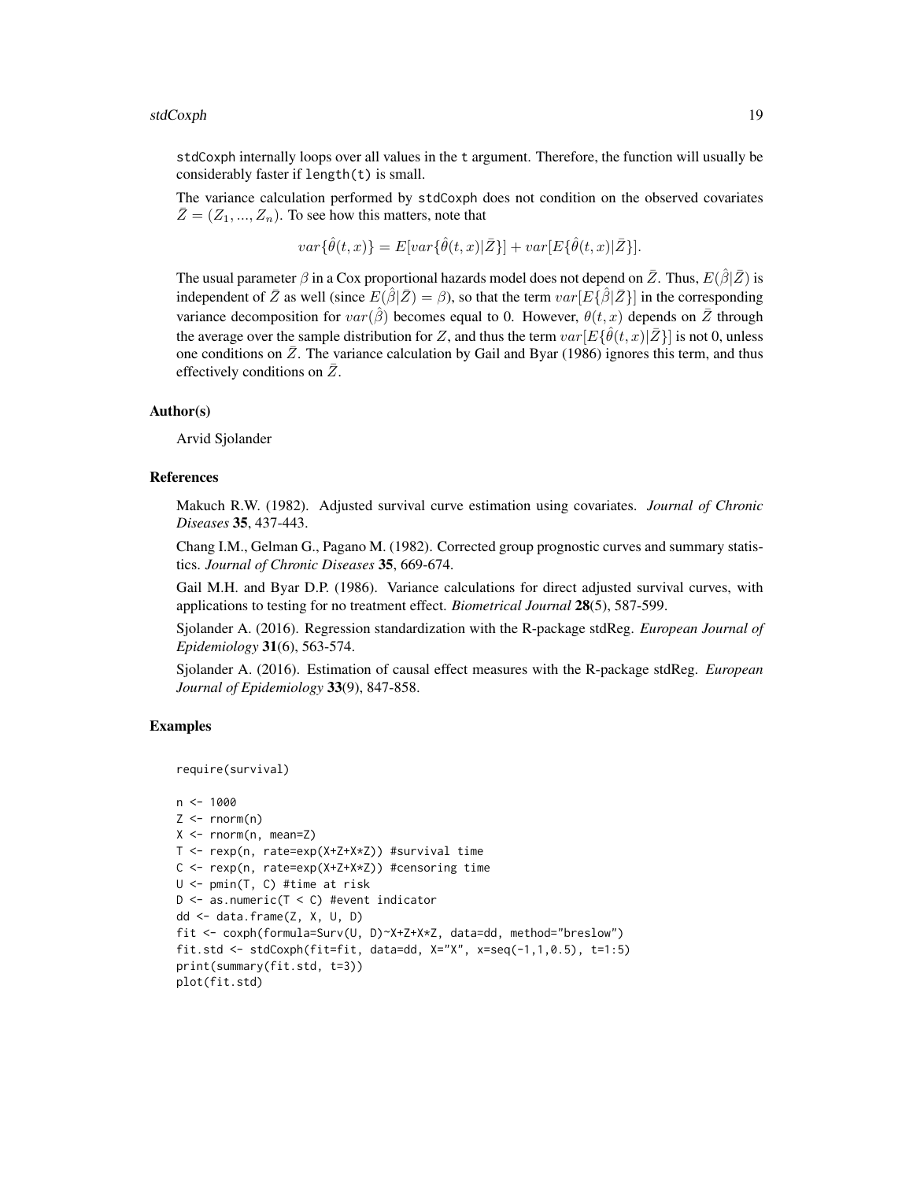stdCoxph internally loops over all values in the t argument. Therefore, the function will usually be considerably faster if length(t) is small.

The variance calculation performed by stdCoxph does not condition on the observed covariates $\bar{Z} = (Z_1, ..., Z_n)$. To see how this matters, note that

$$var\{\hat{\theta}(t,x)\} = E[var\{\hat{\theta}(t,x)|\bar{Z}\}] + var[E\{\hat{\theta}(t,x)|\bar{Z}\}].$$

The usual parameter $\beta$ in a Cox proportional hazards model does not depend on $\bar{Z}$. Thus, $E(\hat{\beta}|\bar{Z})$ is independent of $\bar{Z}$ as well (since $E(\hat{\beta}|\bar{Z}) = \beta$), so that the term $var[E\{\hat{\beta}|\bar{Z}\}]$ in the corresponding variance decomposition for $var(\hat{\beta})$ becomes equal to 0. However, $\theta(t,x)$ depends on $\bar{Z}$ through the average over the sample distribution for $Z$, and thus the term $var[E\{\hat{\theta}(t,x)|\bar{Z}\}]$ is not 0, unless one conditions on $\bar{Z}$. The variance calculation by Gail and Byar (1986) ignores this term, and thus effectively conditions on $\bar{Z}$.

### Author(s)

Arvid Sjolander

### References

Makuch R.W. (1982). Adjusted survival curve estimation using covariates. *Journal of Chronic Diseases* **35**, 437-443.

Chang I.M., Gelman G., Pagano M. (1982). Corrected group prognostic curves and summary statistics. *Journal of Chronic Diseases* **35**, 669-674.

Gail M.H. and Byar D.P. (1986). Variance calculations for direct adjusted survival curves, with applications to testing for no treatment effect. *Biometrical Journal* **28**(5), 587-599.

Sjolander A. (2016). Regression standardization with the R-package stdReg. *European Journal of Epidemiology* **31**(6), 563-574.

Sjolander A. (2016). Estimation of causal effect measures with the R-package stdReg. *European Journal of Epidemiology* **33**(9), 847-858.

### Examples

```
require(survival)

n <- 1000
Z <- rnorm(n)
X <- rnorm(n, mean=Z)
T <- rexp(n, rate=exp(X+Z+X*Z)) #survival time
C <- rexp(n, rate=exp(X+Z+X*Z)) #censoring time
U <- pmin(T, C) #time at risk
D <- as.numeric(T < C) #event indicator
dd <- data.frame(Z, X, U, D)
fit <- coxph(formula=Surv(U, D)~X+Z+X*Z, data=dd, method="breslow")
fit.std <- stdCoxph(fit=fit, data=dd, X="X", x=seq(-1,1,0.5), t=1:5)
print(summary(fit.std, t=3))
plot(fit.std)
```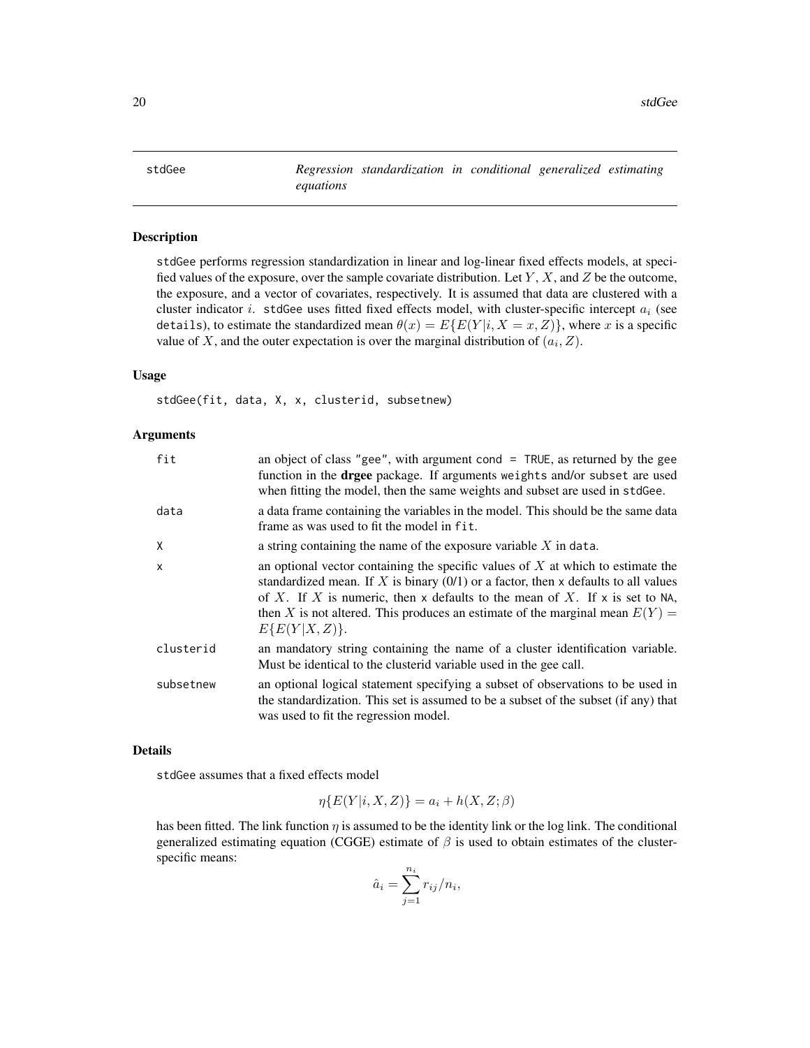# stdGee — *Regression standardization in conditional generalized estimating equations*

## Description

stdGee performs regression standardization in linear and log-linear fixed effects models, at specified values of the exposure, over the sample covariate distribution. Let $Y$, $X$, and $Z$ be the outcome, the exposure, and a vector of covariates, respectively. It is assumed that data are clustered with a cluster indicator $i$. stdGee uses fitted fixed effects model, with cluster-specific intercept $a_i$ (see details), to estimate the standardized mean $\theta(x) = E\{E(Y|i, X = x, Z)\}$, where $x$ is a specific value of $X$, and the outer expectation is over the marginal distribution of $(a_i, Z)$.

## Usage

```
stdGee(fit, data, X, x, clusterid, subsetnew)
```

## Arguments

| | |
|---|---|
| fit | an object of class "gee", with argument cond = TRUE, as returned by the gee function in the **drgee** package. If arguments weights and/or subset are used when fitting the model, then the same weights and subset are used in stdGee. |
| data | a data frame containing the variables in the model. This should be the same data frame as was used to fit the model in fit. |
| X | a string containing the name of the exposure variable $X$ in data. |
| x | an optional vector containing the specific values of $X$ at which to estimate the standardized mean. If $X$ is binary (0/1) or a factor, then x defaults to all values of $X$. If $X$ is numeric, then x defaults to the mean of $X$. If x is set to NA, then $X$ is not altered. This produces an estimate of the marginal mean $E(Y) = E\{E(Y|X, Z)\}$. |
| clusterid | an mandatory string containing the name of a cluster identification variable. Must be identical to the clusterid variable used in the gee call. |
| subsetnew | an optional logical statement specifying a subset of observations to be used in the standardization. This set is assumed to be a subset of the subset (if any) that was used to fit the regression model. |

## Details

stdGee assumes that a fixed effects model

$$\eta\{E(Y|i, X, Z)\} = a_i + h(X, Z; \beta)$$

has been fitted. The link function $\eta$ is assumed to be the identity link or the log link. The conditional generalized estimating equation (CGGE) estimate of $\beta$ is used to obtain estimates of the cluster-specific means:

$$\hat{a}_i = \sum_{j=1}^{n_i} r_{ij}/n_i,$$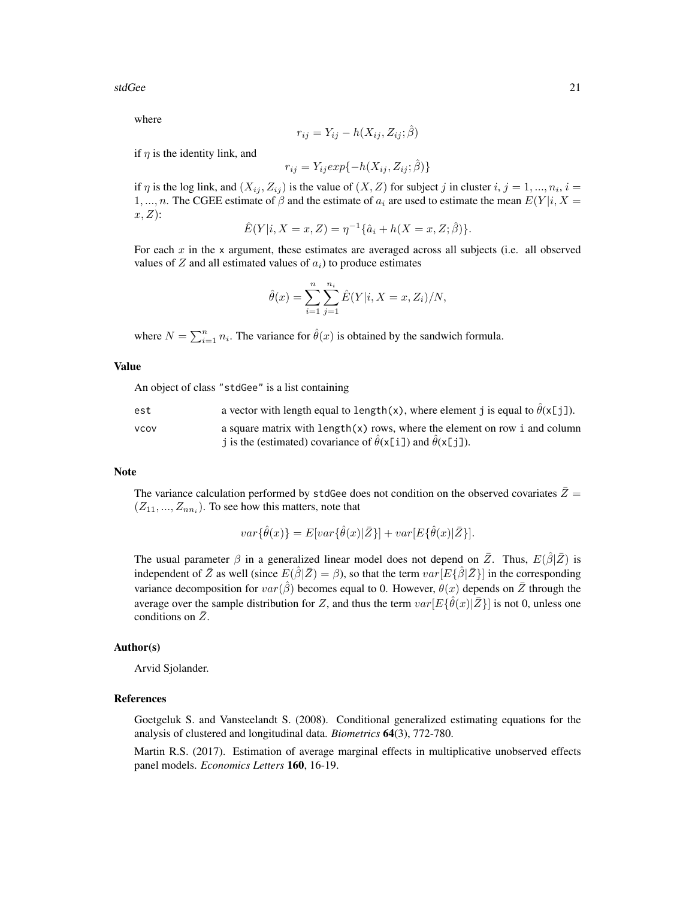where

$$r_{ij} = Y_{ij} - h(X_{ij}, Z_{ij}; \hat{\beta})$$

if $\eta$ is the identity link, and

$$r_{ij} = Y_{ij} exp\{-h(X_{ij}, Z_{ij}; \hat{\beta})\}$$

if $\eta$ is the log link, and $(X_{ij}, Z_{ij})$ is the value of $(X, Z)$ for subject $j$ in cluster $i$, $j = 1, ..., n_i$, $i = 1, ..., n$. The CGEE estimate of $\beta$ and the estimate of $a_i$ are used to estimate the mean $E(Y|i, X = x, Z)$:

$$\hat{E}(Y|i, X = x, Z) = \eta^{-1}\{\hat{a}_i + h(X = x, Z; \hat{\beta})\}.$$

For each $x$ in the `x` argument, these estimates are averaged across all subjects (i.e. all observed values of $Z$ and all estimated values of $a_i$) to produce estimates

$$\hat{\theta}(x) = \sum_{i=1}^{n} \sum_{j=1}^{n_i} \hat{E}(Y|i, X = x, Z_i)/N,$$

where $N = \sum_{i=1}^{n} n_i$. The variance for $\hat{\theta}(x)$ is obtained by the sandwich formula.

## Value

An object of class `"stdGee"` is a list containing

- `est` a vector with length equal to `length(x)`, where element `j` is equal to $\hat{\theta}$(`x[j]`).
- `vcov` a square matrix with `length(x)` rows, where the element on row `i` and column `j` is the (estimated) covariance of $\hat{\theta}$(`x[i]`) and $\hat{\theta}$(`x[j]`).

## Note

The variance calculation performed by `stdGee` does not condition on the observed covariates $\bar{Z} = (Z_{11}, ..., Z_{nn_i})$. To see how this matters, note that

$$var\{\hat{\theta}(x)\} = E[var\{\hat{\theta}(x)|\bar{Z}\}] + var[E\{\hat{\theta}(x)|\bar{Z}\}].$$

The usual parameter $\beta$ in a generalized linear model does not depend on $\bar{Z}$. Thus, $E(\hat{\beta}|\bar{Z})$ is independent of $\bar{Z}$ as well (since $E(\hat{\beta}|\bar{Z}) = \beta$), so that the term $var[E\{\hat{\beta}|\bar{Z}\}]$ in the corresponding variance decomposition for $var(\hat{\beta})$ becomes equal to 0. However, $\theta(x)$ depends on $\bar{Z}$ through the average over the sample distribution for $Z$, and thus the term $var[E\{\hat{\theta}(x)|\bar{Z}\}]$ is not 0, unless one conditions on $\bar{Z}$.

## Author(s)

Arvid Sjolander.

## References

Goetgeluk S. and Vansteelandt S. (2008). Conditional generalized estimating equations for the analysis of clustered and longitudinal data. *Biometrics* **64**(3), 772-780.

Martin R.S. (2017). Estimation of average marginal effects in multiplicative unobserved effects panel models. *Economics Letters* **160**, 16-19.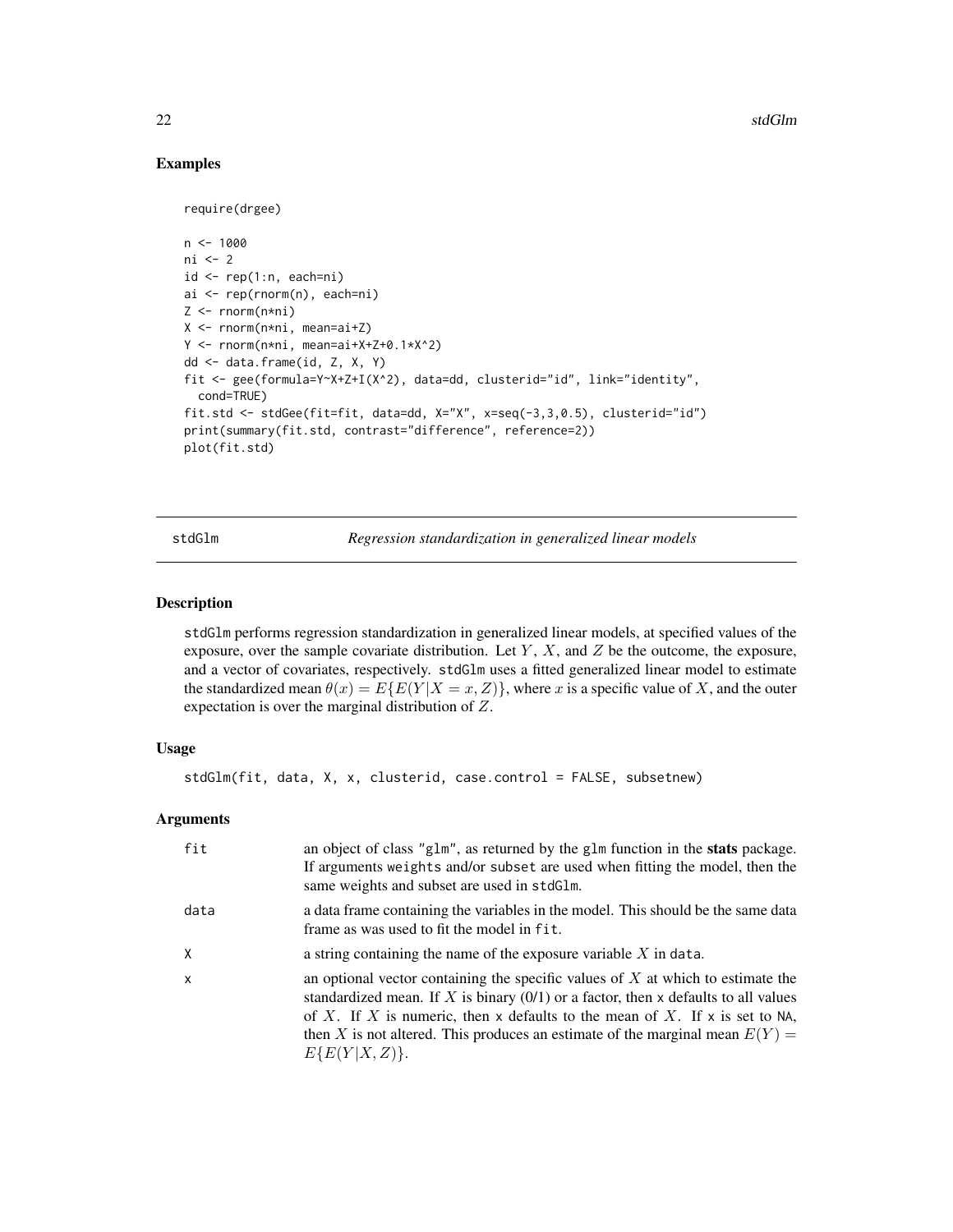## Examples

```
require(drgee)

n <- 1000
ni <- 2
id <- rep(1:n, each=ni)
ai <- rep(rnorm(n), each=ni)
Z <- rnorm(n*ni)
X <- rnorm(n*ni, mean=ai+Z)
Y <- rnorm(n*ni, mean=ai+X+Z+0.1*X^2)
dd <- data.frame(id, Z, X, Y)
fit <- gee(formula=Y~X+Z+I(X^2), data=dd, clusterid="id", link="identity",
  cond=TRUE)
fit.std <- stdGee(fit=fit, data=dd, X="X", x=seq(-3,3,0.5), clusterid="id")
print(summary(fit.std, contrast="difference", reference=2))
plot(fit.std)
```

---

# stdGlm — *Regression standardization in generalized linear models*

## Description

stdGlm performs regression standardization in generalized linear models, at specified values of the exposure, over the sample covariate distribution. Let $Y$, $X$, and $Z$ be the outcome, the exposure, and a vector of covariates, respectively. stdGlm uses a fitted generalized linear model to estimate the standardized mean $\theta(x) = E\{E(Y|X = x, Z)\}$, where $x$ is a specific value of $X$, and the outer expectation is over the marginal distribution of $Z$.

## Usage

```
stdGlm(fit, data, X, x, clusterid, case.control = FALSE, subsetnew)
```

## Arguments

| | |
|---|---|
| fit | an object of class "glm", as returned by the glm function in the **stats** package. If arguments weights and/or subset are used when fitting the model, then the same weights and subset are used in stdGlm. |
| data | a data frame containing the variables in the model. This should be the same data frame as was used to fit the model in fit. |
| X | a string containing the name of the exposure variable $X$ in data. |
| x | an optional vector containing the specific values of $X$ at which to estimate the standardized mean. If $X$ is binary (0/1) or a factor, then x defaults to all values of $X$. If $X$ is numeric, then x defaults to the mean of $X$. If x is set to NA, then $X$ is not altered. This produces an estimate of the marginal mean $E(Y) = E\{E(Y|X, Z)\}$. |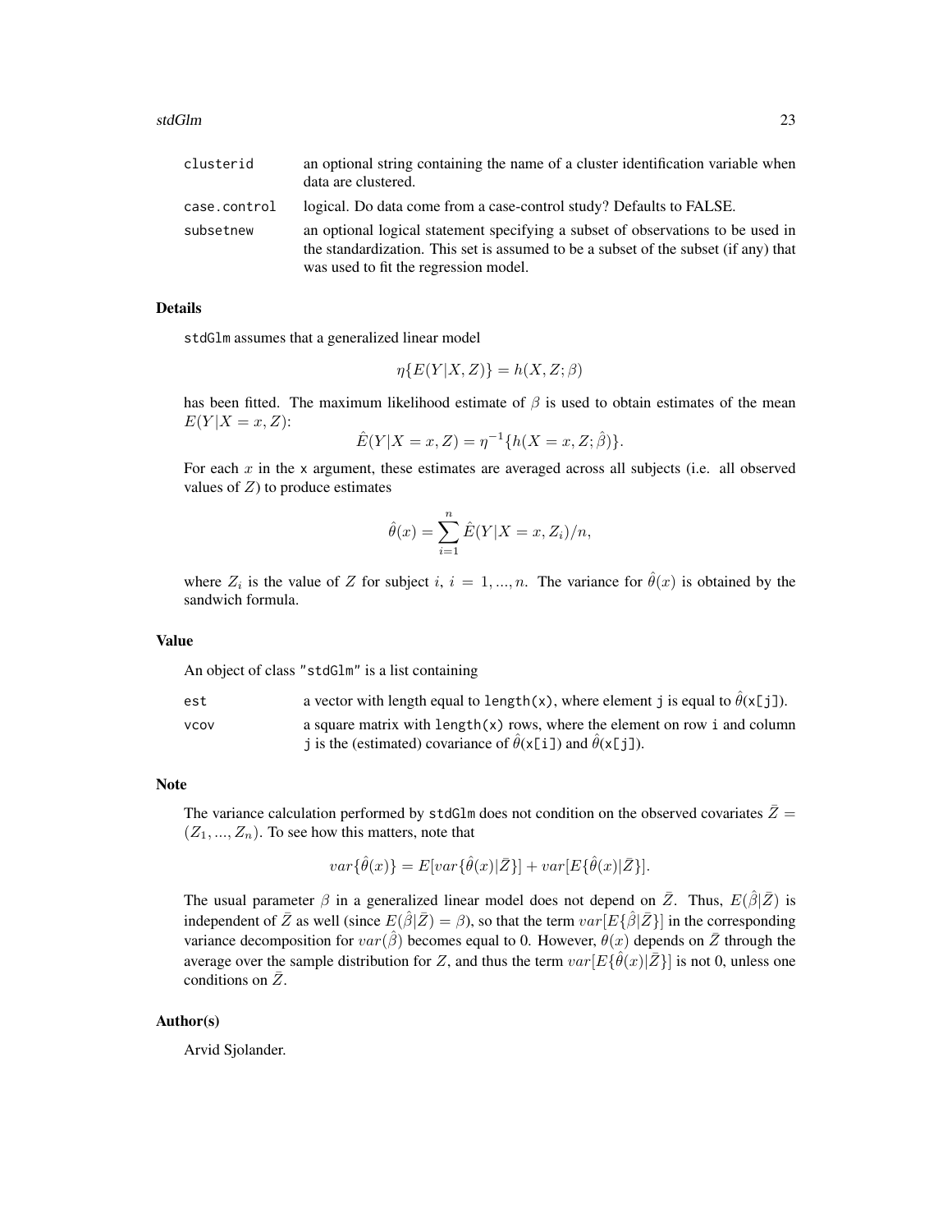| | |
|---|---|
| clusterid | an optional string containing the name of a cluster identification variable when data are clustered. |
| case.control | logical. Do data come from a case-control study? Defaults to FALSE. |
| subsetnew | an optional logical statement specifying a subset of observations to be used in the standardization. This set is assumed to be a subset of the subset (if any) that was used to fit the regression model. |

## Details

stdGlm assumes that a generalized linear model

$$\eta\{E(Y|X,Z)\} = h(X,Z;\beta)$$

has been fitted. The maximum likelihood estimate of $\beta$ is used to obtain estimates of the mean $E(Y|X=x,Z)$:

$$\hat{E}(Y|X=x,Z) = \eta^{-1}\{h(X=x,Z;\hat{\beta})\}.$$

For each $x$ in the x argument, these estimates are averaged across all subjects (i.e. all observed values of $Z$) to produce estimates

$$\hat{\theta}(x) = \sum_{i=1}^{n} \hat{E}(Y|X=x,Z_i)/n,$$

where $Z_i$ is the value of $Z$ for subject $i$, $i = 1,...,n$. The variance for $\hat{\theta}(x)$ is obtained by the sandwich formula.

## Value

An object of class "stdGlm" is a list containing

| | |
|---|---|
| est | a vector with length equal to length(x), where element j is equal to $\hat{\theta}$(x[j]). |
| vcov | a square matrix with length(x) rows, where the element on row i and column j is the (estimated) covariance of $\hat{\theta}$(x[i]) and $\hat{\theta}$(x[j]). |

## Note

The variance calculation performed by stdGlm does not condition on the observed covariates $\bar{Z} = (Z_1,...,Z_n)$. To see how this matters, note that

$$var\{\hat{\theta}(x)\} = E[var\{\hat{\theta}(x)|\bar{Z}\}] + var[E\{\hat{\theta}(x)|\bar{Z}\}].$$

The usual parameter $\beta$ in a generalized linear model does not depend on $\bar{Z}$. Thus, $E(\hat{\beta}|\bar{Z})$ is independent of $\bar{Z}$ as well (since $E(\hat{\beta}|\bar{Z}) = \beta$), so that the term $var[E\{\hat{\beta}|\bar{Z}\}]$ in the corresponding variance decomposition for $var(\hat{\beta})$ becomes equal to 0. However, $\theta(x)$ depends on $\bar{Z}$ through the average over the sample distribution for $Z$, and thus the term $var[E\{\hat{\theta}(x)|\bar{Z}\}]$ is not 0, unless one conditions on $\bar{Z}$.

## Author(s)

Arvid Sjolander.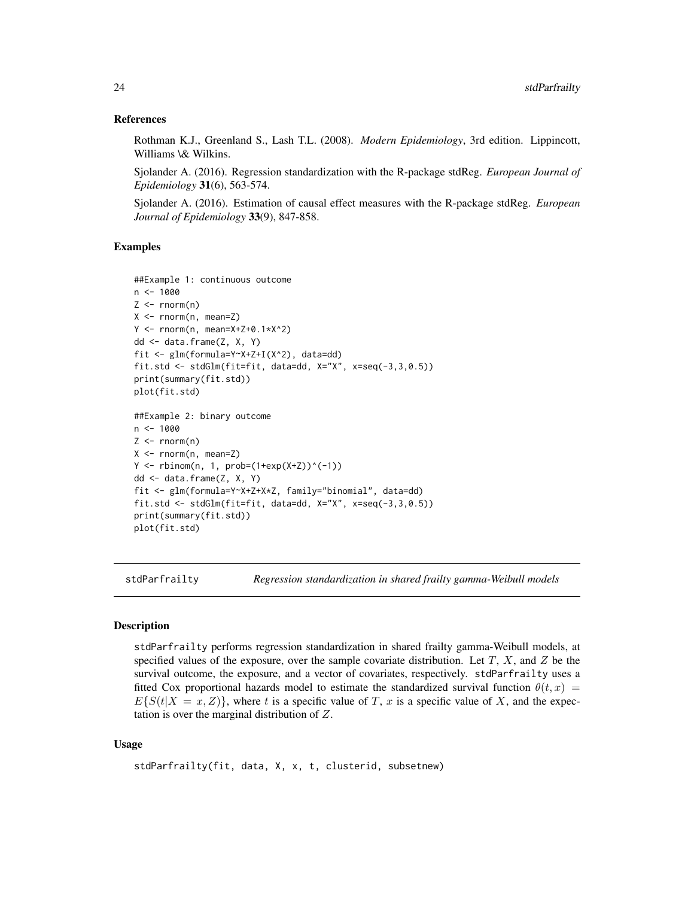### References

Rothman K.J., Greenland S., Lash T.L. (2008). *Modern Epidemiology*, 3rd edition. Lippincott, Williams \& Wilkins.

Sjolander A. (2016). Regression standardization with the R-package stdReg. *European Journal of Epidemiology* **31**(6), 563-574.

Sjolander A. (2016). Estimation of causal effect measures with the R-package stdReg. *European Journal of Epidemiology* **33**(9), 847-858.

### Examples

```
##Example 1: continuous outcome
n <- 1000
Z <- rnorm(n)
X <- rnorm(n, mean=Z)
Y <- rnorm(n, mean=X+Z+0.1*X^2)
dd <- data.frame(Z, X, Y)
fit <- glm(formula=Y~X+Z+I(X^2), data=dd)
fit.std <- stdGlm(fit=fit, data=dd, X="X", x=seq(-3,3,0.5))
print(summary(fit.std))
plot(fit.std)

##Example 2: binary outcome
n <- 1000
Z <- rnorm(n)
X <- rnorm(n, mean=Z)
Y <- rbinom(n, 1, prob=(1+exp(X+Z))^(-1))
dd <- data.frame(Z, X, Y)
fit <- glm(formula=Y~X+Z+X*Z, family="binomial", data=dd)
fit.std <- stdGlm(fit=fit, data=dd, X="X", x=seq(-3,3,0.5))
print(summary(fit.std))
plot(fit.std)
```

---

## stdParfrailty — *Regression standardization in shared frailty gamma-Weibull models*

### Description

stdParfrailty performs regression standardization in shared frailty gamma-Weibull models, at specified values of the exposure, over the sample covariate distribution. Let $T$, $X$, and $Z$ be the survival outcome, the exposure, and a vector of covariates, respectively. stdParfrailty uses a fitted Cox proportional hazards model to estimate the standardized survival function $\theta(t,x) = E\{S(t|X=x,Z)\}$, where $t$ is a specific value of $T$, $x$ is a specific value of $X$, and the expectation is over the marginal distribution of $Z$.

### Usage

```
stdParfrailty(fit, data, X, x, t, clusterid, subsetnew)
```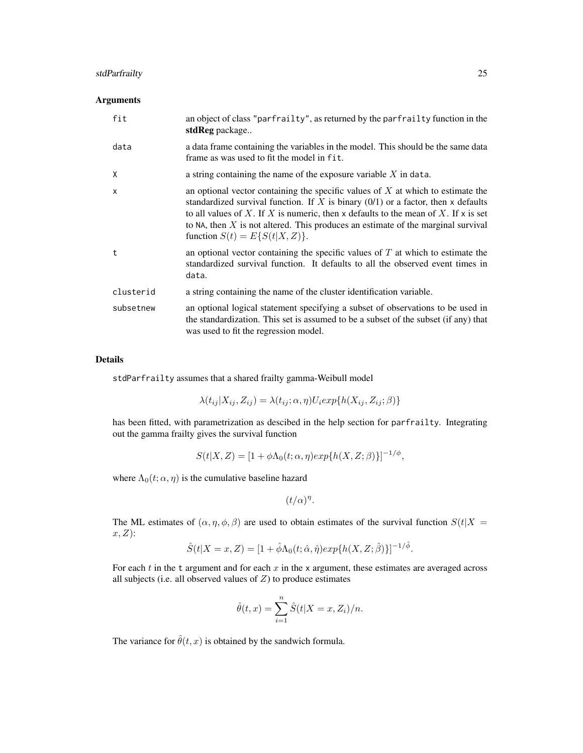## Arguments

| | |
|---|---|
| fit | an object of class "parfrailty", as returned by the parfrailty function in the **stdReg** package.. |
| data | a data frame containing the variables in the model. This should be the same data frame as was used to fit the model in fit. |
| X | a string containing the name of the exposure variable $X$ in data. |
| x | an optional vector containing the specific values of $X$ at which to estimate the standardized survival function. If $X$ is binary (0/1) or a factor, then x defaults to all values of $X$. If $X$ is numeric, then x defaults to the mean of $X$. If x is set to NA, then $X$ is not altered. This produces an estimate of the marginal survival function $S(t) = E\{S(t\|X, Z)\}$. |
| t | an optional vector containing the specific values of $T$ at which to estimate the standardized survival function. It defaults to all the observed event times in data. |
| clusterid | a string containing the name of the cluster identification variable. |
| subsetnew | an optional logical statement specifying a subset of observations to be used in the standardization. This set is assumed to be a subset of the subset (if any) that was used to fit the regression model. |

## Details

stdParfrailty assumes that a shared frailty gamma-Weibull model

$$\lambda(t_{ij}|X_{ij}, Z_{ij}) = \lambda(t_{ij}; \alpha, \eta)U_i exp\{h(X_{ij}, Z_{ij}; \beta)\}$$

has been fitted, with parametrization as descibed in the help section for parfrailty. Integrating out the gamma frailty gives the survival function

$$S(t|X, Z) = [1 + \phi\Lambda_0(t; \alpha, \eta)exp\{h(X, Z; \beta)\}]^{-1/\phi},$$

where $\Lambda_0(t; \alpha, \eta)$ is the cumulative baseline hazard

$$(t/\alpha)^{\eta}.$$

The ML estimates of $(\alpha, \eta, \phi, \beta)$ are used to obtain estimates of the survival function $S(t|X = x, Z)$:

$$\hat{S}(t|X = x, Z) = [1 + \hat{\phi}\Lambda_0(t; \hat{\alpha}, \hat{\eta})exp\{h(X, Z; \hat{\beta})\}]^{-1/\hat{\phi}}.$$

For each $t$ in the t argument and for each $x$ in the x argument, these estimates are averaged across all subjects (i.e. all observed values of $Z$) to produce estimates

$$\hat{\theta}(t, x) = \sum_{i=1}^{n} \hat{S}(t|X = x, Z_i)/n.$$

The variance for $\hat{\theta}(t, x)$ is obtained by the sandwich formula.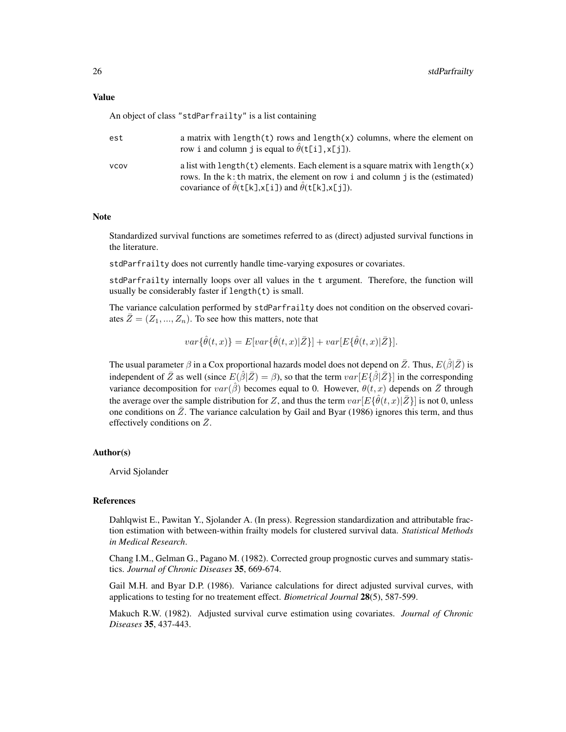### Value

An object of class "stdParfrailty" is a list containing

- `est` — a matrix with `length(t)` rows and `length(x)` columns, where the element on row `i` and column `j` is equal to $\hat{\theta}$(`t[i],x[j]`).
- `vcov` — a list with `length(t)` elements. Each element is a square matrix with `length(x)` rows. In the `k:th` matrix, the element on row `i` and column `j` is the (estimated) covariance of $\hat{\theta}$(`t[k],x[i]`) and $\hat{\theta}$(`t[k],x[j]`).

### Note

Standardized survival functions are sometimes referred to as (direct) adjusted survival functions in the literature.

`stdParfrailty` does not currently handle time-varying exposures or covariates.

`stdParfrailty` internally loops over all values in the `t` argument. Therefore, the function will usually be considerably faster if `length(t)` is small.

The variance calculation performed by `stdParfrailty` does not condition on the observed covariates $\bar{Z} = (Z_1, ..., Z_n)$. To see how this matters, note that

$$var\{\hat{\theta}(t,x)\} = E[var\{\hat{\theta}(t,x)|\bar{Z}\}] + var[E\{\hat{\theta}(t,x)|\bar{Z}\}].$$

The usual parameter $\beta$ in a Cox proportional hazards model does not depend on $\bar{Z}$. Thus, $E(\hat{\beta}|\bar{Z})$ is independent of $\bar{Z}$ as well (since $E(\hat{\beta}|\bar{Z}) = \beta$), so that the term $var[E\{\hat{\beta}|\bar{Z}\}]$ in the corresponding variance decomposition for $var(\hat{\beta})$ becomes equal to 0. However, $\theta(t,x)$ depends on $\bar{Z}$ through the average over the sample distribution for $Z$, and thus the term $var[E\{\hat{\theta}(t,x)|\bar{Z}\}]$ is not 0, unless one conditions on $\bar{Z}$. The variance calculation by Gail and Byar (1986) ignores this term, and thus effectively conditions on $\bar{Z}$.

### Author(s)

Arvid Sjolander

### References

Dahlqwist E., Pawitan Y., Sjolander A. (In press). Regression standardization and attributable fraction estimation with between-within frailty models for clustered survival data. *Statistical Methods in Medical Research*.

Chang I.M., Gelman G., Pagano M. (1982). Corrected group prognostic curves and summary statistics. *Journal of Chronic Diseases* **35**, 669-674.

Gail M.H. and Byar D.P. (1986). Variance calculations for direct adjusted survival curves, with applications to testing for no treatement effect. *Biometrical Journal* **28**(5), 587-599.

Makuch R.W. (1982). Adjusted survival curve estimation using covariates. *Journal of Chronic Diseases* **35**, 437-443.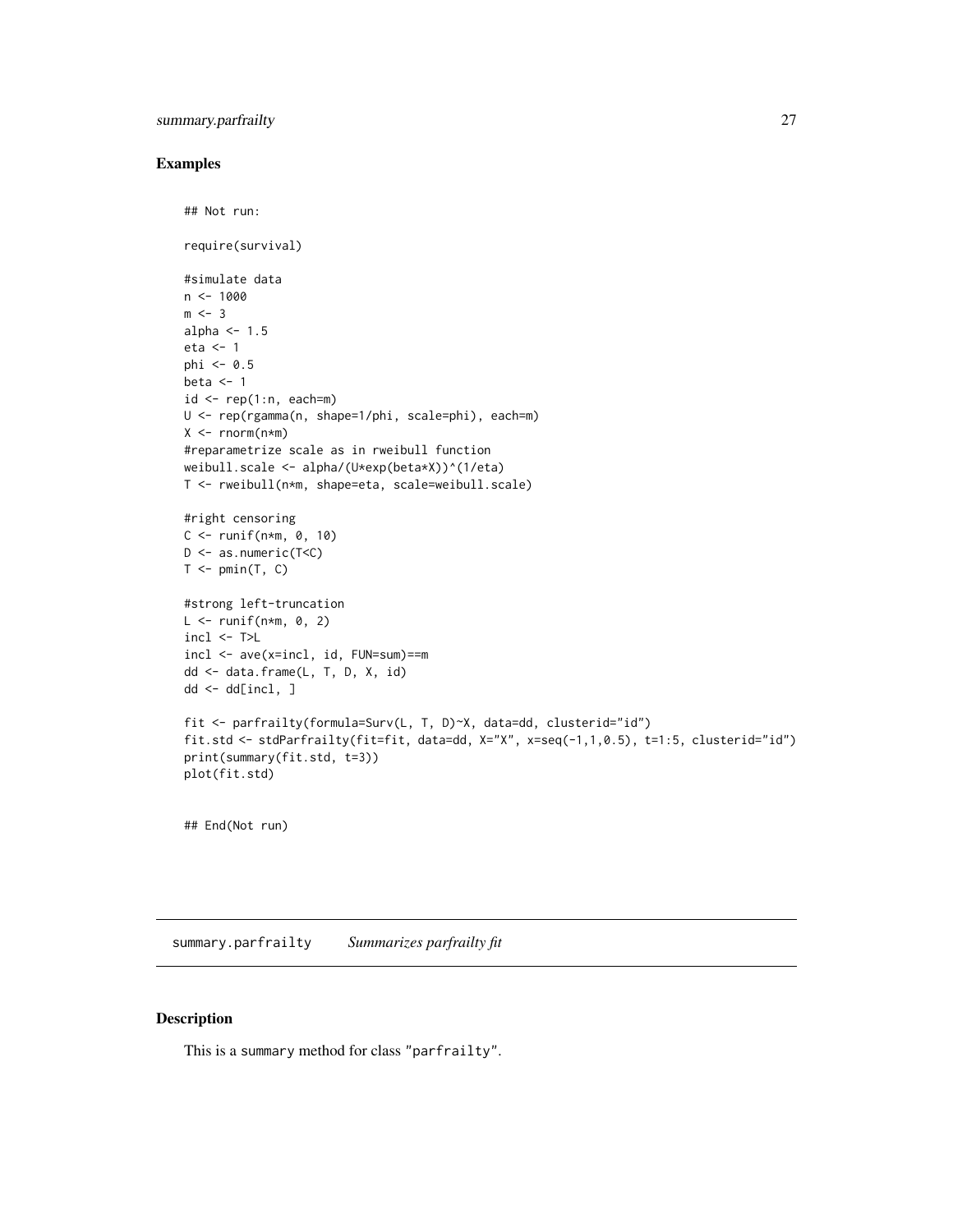## Examples

```
## Not run:

require(survival)

#simulate data
n <- 1000
m <- 3
alpha <- 1.5
eta <- 1
phi <- 0.5
beta <- 1
id <- rep(1:n, each=m)
U <- rep(rgamma(n, shape=1/phi, scale=phi), each=m)
X <- rnorm(n*m)
#reparametrize scale as in rweibull function
weibull.scale <- alpha/(U*exp(beta*X))^(1/eta)
T <- rweibull(n*m, shape=eta, scale=weibull.scale)

#right censoring
C <- runif(n*m, 0, 10)
D <- as.numeric(T<C)
T <- pmin(T, C)

#strong left-truncation
L <- runif(n*m, 0, 2)
incl <- T>L
incl <- ave(x=incl, id, FUN=sum)==m
dd <- data.frame(L, T, D, X, id)
dd <- dd[incl, ]

fit <- parfrailty(formula=Surv(L, T, D)~X, data=dd, clusterid="id")
fit.std <- stdParfrailty(fit=fit, data=dd, X="X", x=seq(-1,1,0.5), t=1:5, clusterid="id")
print(summary(fit.std, t=3))
plot(fit.std)


## End(Not run)
```

---

summary.parfrailty *Summarizes parfrailty fit*

---

## Description

This is a summary method for class "parfrailty".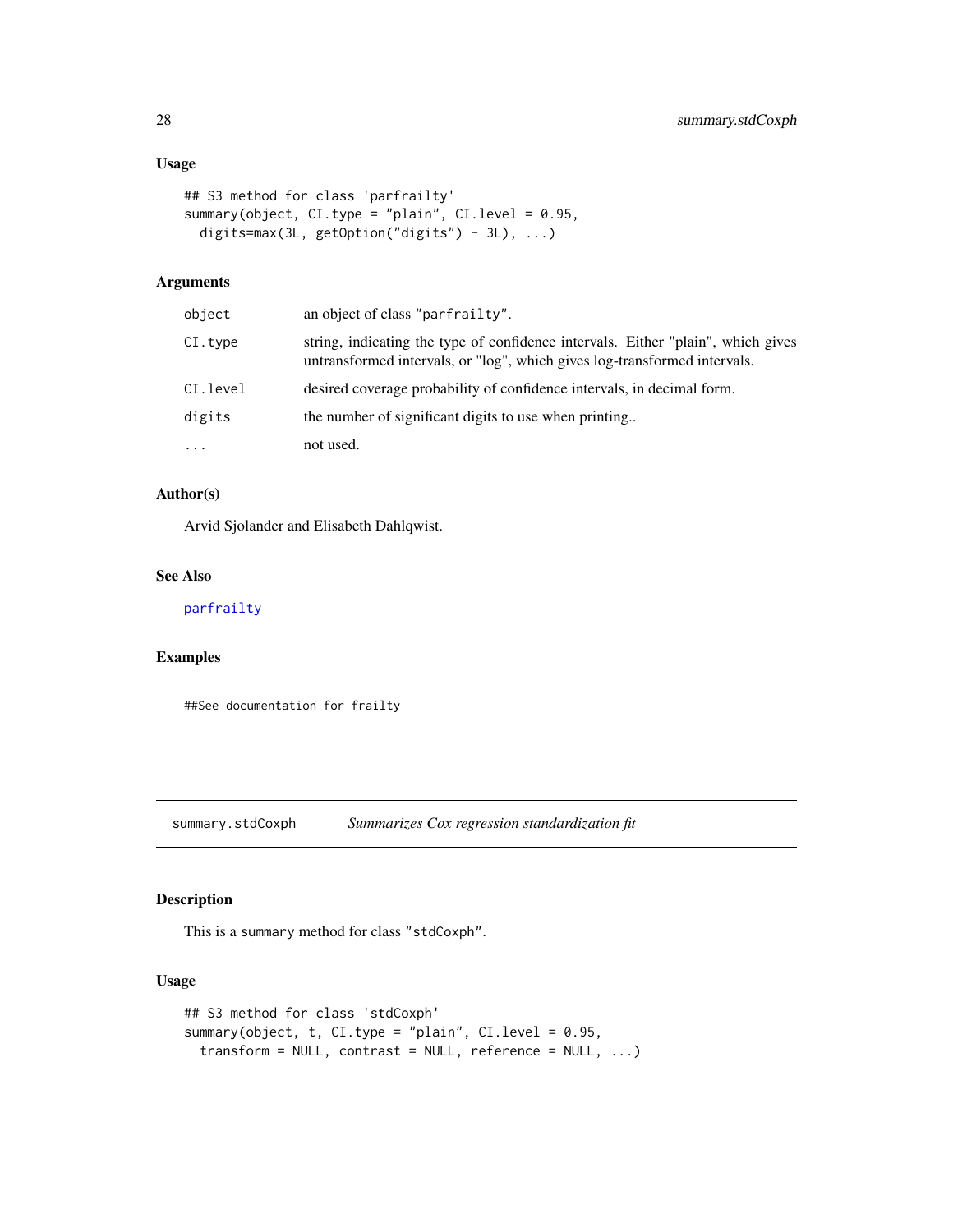### Usage

```
## S3 method for class 'parfrailty'
summary(object, CI.type = "plain", CI.level = 0.95,
  digits=max(3L, getOption("digits") - 3L), ...)
```

### Arguments

| | |
|---|---|
| object | an object of class "parfrailty". |
| CI.type | string, indicating the type of confidence intervals. Either "plain", which gives untransformed intervals, or "log", which gives log-transformed intervals. |
| CI.level | desired coverage probability of confidence intervals, in decimal form. |
| digits | the number of significant digits to use when printing.. |
| ... | not used. |

### Author(s)

Arvid Sjolander and Elisabeth Dahlqwist.

### See Also

parfrailty

### Examples

```
##See documentation for frailty
```

## summary.stdCoxph *Summarizes Cox regression standardization fit*

### Description

This is a summary method for class "stdCoxph".

### Usage

```
## S3 method for class 'stdCoxph'
summary(object, t, CI.type = "plain", CI.level = 0.95,
  transform = NULL, contrast = NULL, reference = NULL, ...)
```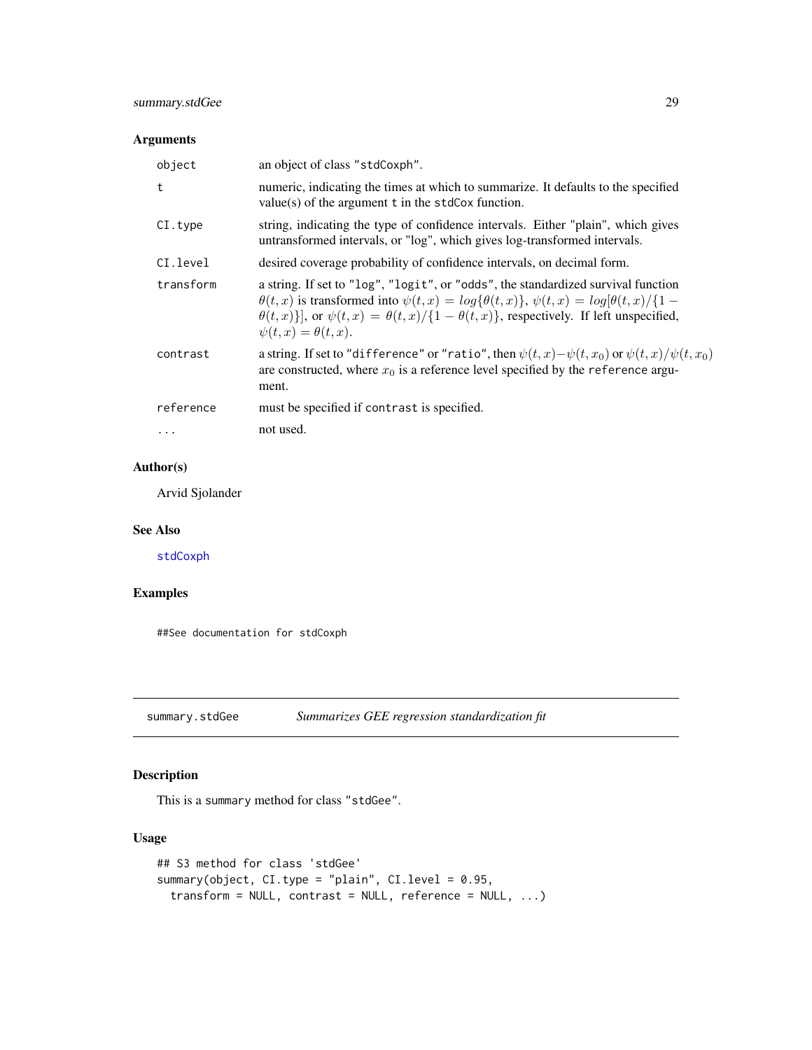### Arguments

| | |
|---|---|
| object | an object of class "stdCoxph". |
| t | numeric, indicating the times at which to summarize. It defaults to the specified value(s) of the argument t in the stdCox function. |
| CI.type | string, indicating the type of confidence intervals. Either "plain", which gives untransformed intervals, or "log", which gives log-transformed intervals. |
| CI.level | desired coverage probability of confidence intervals, on decimal form. |
| transform | a string. If set to "log", "logit", or "odds", the standardized survival function $\theta(t,x)$ is transformed into $\psi(t,x) = log\{\theta(t,x)\}$, $\psi(t,x) = log[\theta(t,x)/\{1-\theta(t,x)\}]$, or $\psi(t,x) = \theta(t,x)/\{1-\theta(t,x)\}$, respectively. If left unspecified, $\psi(t,x) = \theta(t,x)$. |
| contrast | a string. If set to "difference" or "ratio", then $\psi(t,x)-\psi(t,x_0)$ or $\psi(t,x)/\psi(t,x_0)$ are constructed, where $x_0$ is a reference level specified by the reference argument. |
| reference | must be specified if contrast is specified. |
| ... | not used. |

### Author(s)

Arvid Sjolander

### See Also

stdCoxph

### Examples

```
##See documentation for stdCoxph
```

---

## summary.stdGee *Summarizes GEE regression standardization fit*

### Description

This is a summary method for class "stdGee".

### Usage

```
## S3 method for class 'stdGee'
summary(object, CI.type = "plain", CI.level = 0.95,
  transform = NULL, contrast = NULL, reference = NULL, ...)
```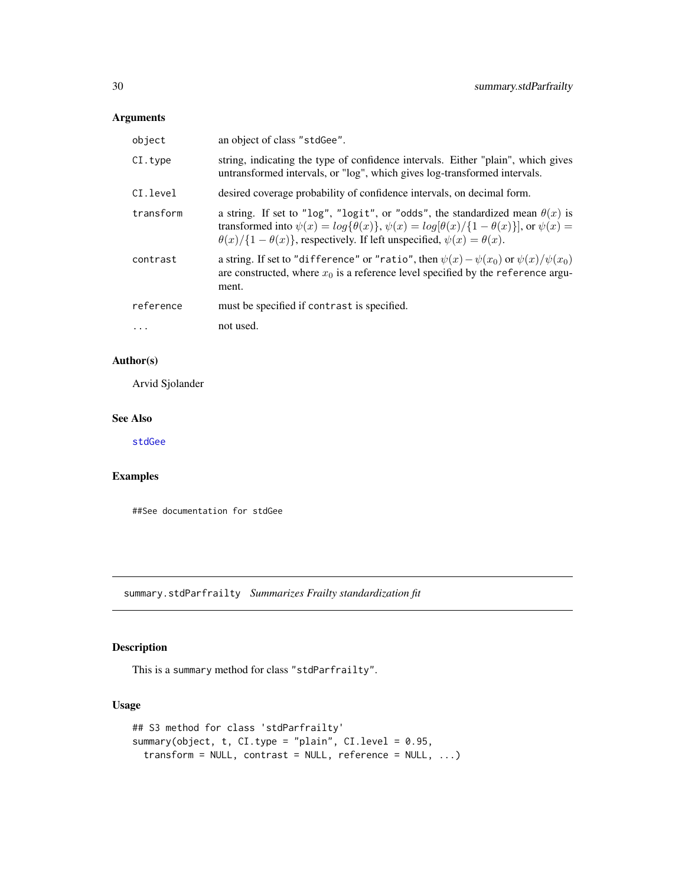## Arguments

| | |
|---|---|
| object | an object of class "stdGee". |
| CI.type | string, indicating the type of confidence intervals. Either "plain", which gives untransformed intervals, or "log", which gives log-transformed intervals. |
| CI.level | desired coverage probability of confidence intervals, on decimal form. |
| transform | a string. If set to "log", "logit", or "odds", the standardized mean $\theta(x)$ is transformed into $\psi(x) = log\{\theta(x)\}$, $\psi(x) = log[\theta(x)/\{1-\theta(x)\}]$, or $\psi(x) = \theta(x)/\{1-\theta(x)\}$, respectively. If left unspecified, $\psi(x) = \theta(x)$. |
| contrast | a string. If set to "difference" or "ratio", then $\psi(x) - \psi(x_0)$ or $\psi(x)/\psi(x_0)$ are constructed, where $x_0$ is a reference level specified by the reference argument. |
| reference | must be specified if contrast is specified. |
| ... | not used. |

## Author(s)

Arvid Sjolander

## See Also

stdGee

## Examples

```
##See documentation for stdGee
```

---

# summary.stdParfrailty *Summarizes Frailty standardization fit*

## Description

This is a summary method for class "stdParfrailty".

## Usage

```
## S3 method for class 'stdParfrailty'
summary(object, t, CI.type = "plain", CI.level = 0.95,
  transform = NULL, contrast = NULL, reference = NULL, ...)
```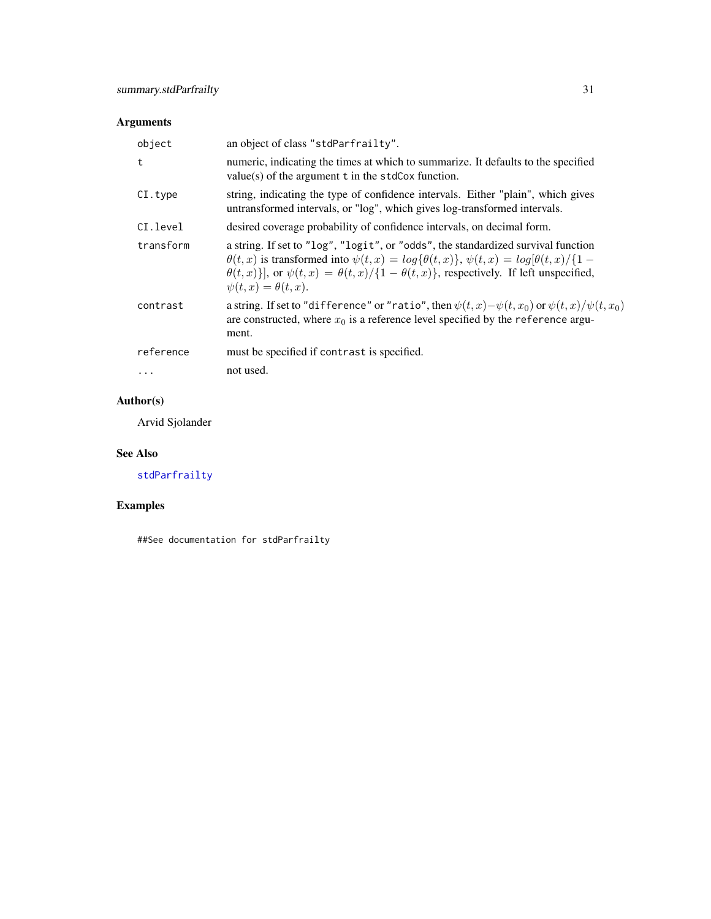## Arguments

| | |
|---|---|
| object | an object of class "stdParfrailty". |
| t | numeric, indicating the times at which to summarize. It defaults to the specified value(s) of the argument t in the stdCox function. |
| CI.type | string, indicating the type of confidence intervals. Either "plain", which gives untransformed intervals, or "log", which gives log-transformed intervals. |
| CI.level | desired coverage probability of confidence intervals, on decimal form. |
| transform | a string. If set to "log", "logit", or "odds", the standardized survival function $\theta(t,x)$ is transformed into $\psi(t,x) = log\{\theta(t,x)\}$, $\psi(t,x) = log[\theta(t,x)/\{1 - \theta(t,x)\}]$, or $\psi(t,x) = \theta(t,x)/\{1 - \theta(t,x)\}$, respectively. If left unspecified, $\psi(t,x) = \theta(t,x)$. |
| contrast | a string. If set to "difference" or "ratio", then $\psi(t,x) - \psi(t,x_0)$ or $\psi(t,x)/\psi(t,x_0)$ are constructed, where $x_0$ is a reference level specified by the reference argument. |
| reference | must be specified if contrast is specified. |
| ... | not used. |

## Author(s)

Arvid Sjolander

## See Also

stdParfrailty

## Examples

```
##See documentation for stdParfrailty
```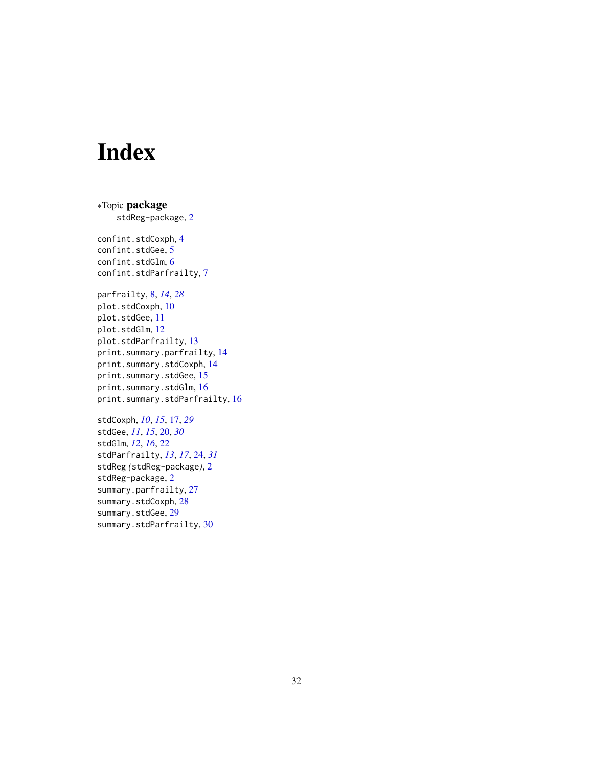# Index

∗Topic **package**

stdReg-package, 2

confint.stdCoxph, 4
confint.stdGee, 5
confint.stdGlm, 6
confint.stdParfrailty, 7

parfrailty, 8, *14*, *28*
plot.stdCoxph, 10
plot.stdGee, 11
plot.stdGlm, 12
plot.stdParfrailty, 13
print.summary.parfrailty, 14
print.summary.stdCoxph, 14
print.summary.stdGee, 15
print.summary.stdGlm, 16
print.summary.stdParfrailty, 16

stdCoxph, *10*, *15*, 17, *29*
stdGee, *11*, *15*, 20, *30*
stdGlm, *12*, *16*, 22
stdParfrailty, *13*, *17*, 24, *31*
stdReg *(*stdReg-package*)*, 2
stdReg-package, 2
summary.parfrailty, 27
summary.stdCoxph, 28
summary.stdGee, 29
summary.stdParfrailty, 30